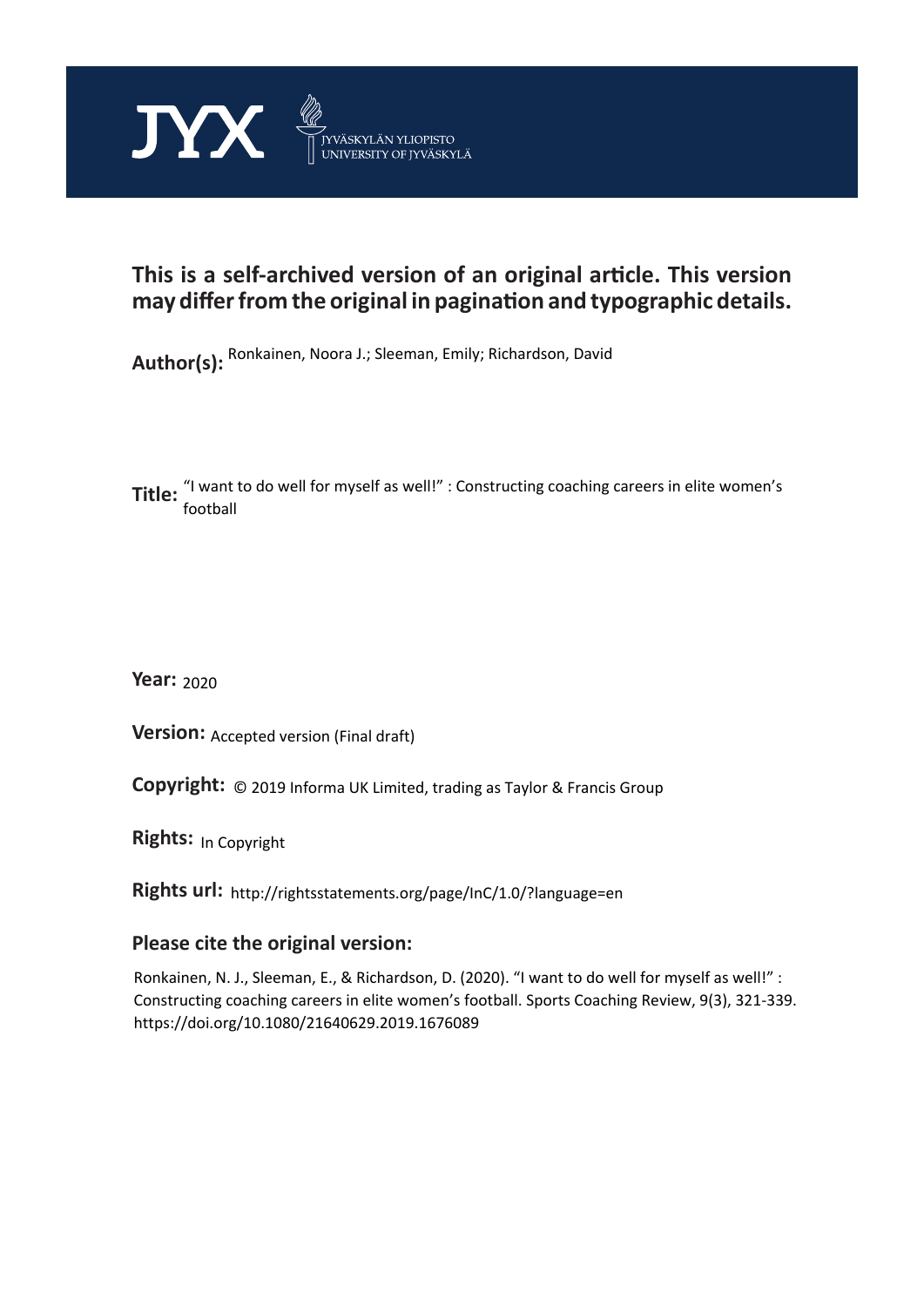JYX JYVÄSKYLÄN YLIOPISTO UNIVERSITY OF JYVÄSKYLÄ

## This is a self-archived version of an original article. This version may differ from the original in pagination and typographic details.

**Author(s):** Ronkainen, Noora J.; Sleeman, Emily; Richardson, David

**Title:** "I want to do well for myself as well!" : Constructing coaching careers in elite women's football

**Year:** 2020

**Version:** Accepted version (Final draft)

**Copyright:** © 2019 Informa UK Limited, trading as Taylor & Francis Group

**Rights:** In Copyright

**Rights url:** http://rightsstatements.org/page/InC/1.0/?language=en

### Please cite the original version:

Ronkainen, N. J., Sleeman, E., & Richardson, D. (2020). "I want to do well for myself as well!" : Constructing coaching careers in elite women's football. Sports Coaching Review, 9(3), 321-339. https://doi.org/10.1080/21640629.2019.1676089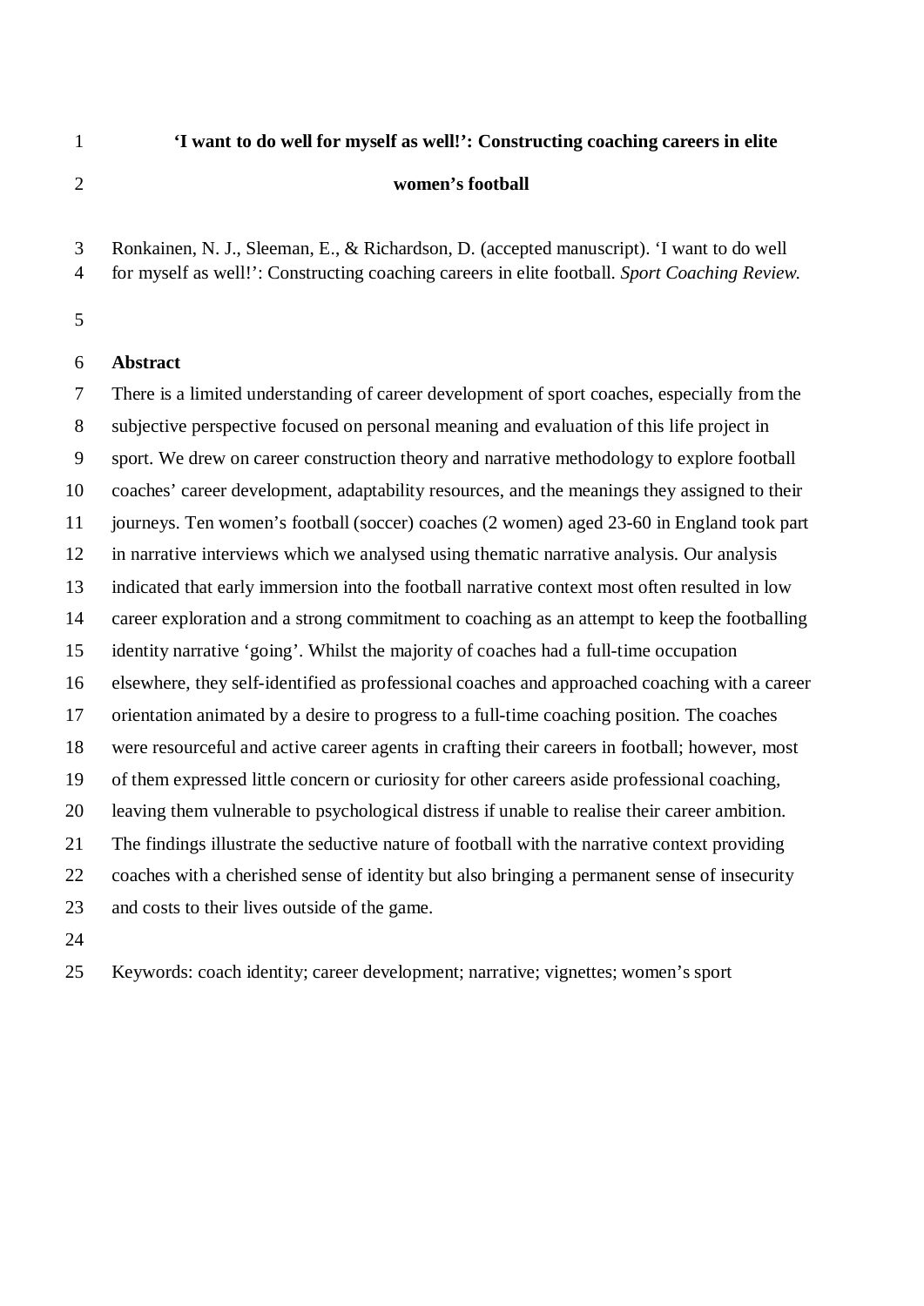# 'I want to do well for myself as well!': Constructing coaching careers in elite women's football

Ronkainen, N. J., Sleeman, E., & Richardson, D. (accepted manuscript). 'I want to do well for myself as well!': Constructing coaching careers in elite football. *Sport Coaching Review*.

## Abstract

There is a limited understanding of career development of sport coaches, especially from the subjective perspective focused on personal meaning and evaluation of this life project in sport. We drew on career construction theory and narrative methodology to explore football coaches' career development, adaptability resources, and the meanings they assigned to their journeys. Ten women's football (soccer) coaches (2 women) aged 23-60 in England took part in narrative interviews which we analysed using thematic narrative analysis. Our analysis indicated that early immersion into the football narrative context most often resulted in low career exploration and a strong commitment to coaching as an attempt to keep the footballing identity narrative 'going'. Whilst the majority of coaches had a full-time occupation elsewhere, they self-identified as professional coaches and approached coaching with a career orientation animated by a desire to progress to a full-time coaching position. The coaches were resourceful and active career agents in crafting their careers in football; however, most of them expressed little concern or curiosity for other careers aside professional coaching, leaving them vulnerable to psychological distress if unable to realise their career ambition. The findings illustrate the seductive nature of football with the narrative context providing coaches with a cherished sense of identity but also bringing a permanent sense of insecurity and costs to their lives outside of the game.

Keywords: coach identity; career development; narrative; vignettes; women's sport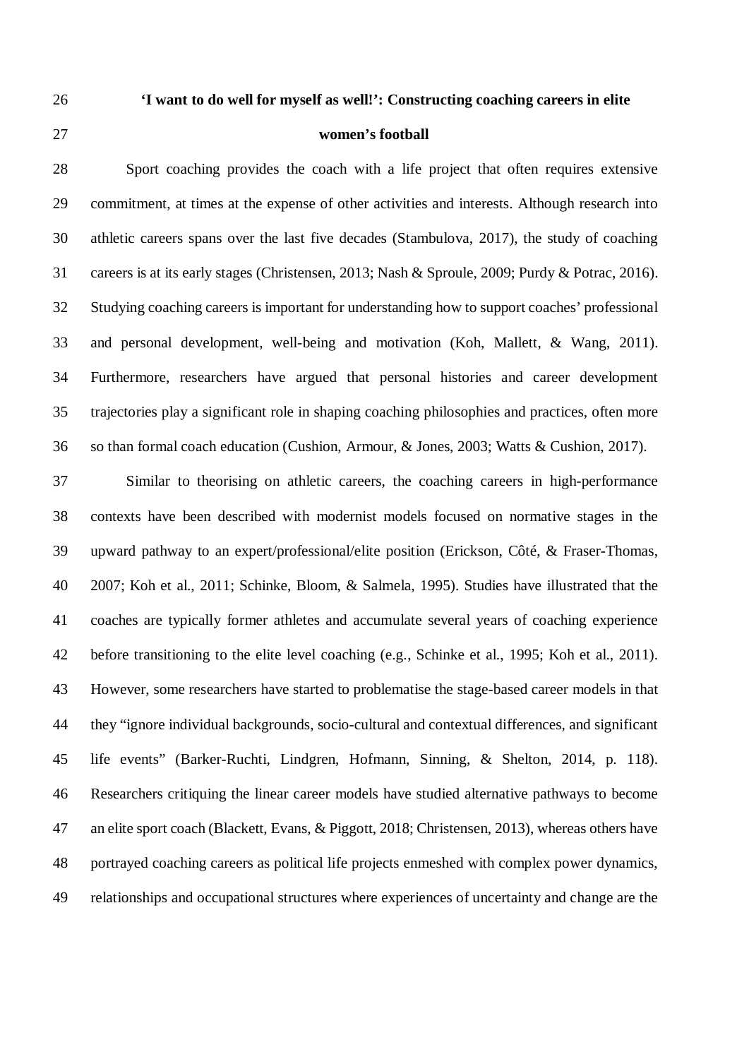# 'I want to do well for myself as well!': Constructing coaching careers in elite women's football

Sport coaching provides the coach with a life project that often requires extensive commitment, at times at the expense of other activities and interests. Although research into athletic careers spans over the last five decades (Stambulova, 2017), the study of coaching careers is at its early stages (Christensen, 2013; Nash & Sproule, 2009; Purdy & Potrac, 2016). Studying coaching careers is important for understanding how to support coaches' professional and personal development, well-being and motivation (Koh, Mallett, & Wang, 2011). Furthermore, researchers have argued that personal histories and career development trajectories play a significant role in shaping coaching philosophies and practices, often more so than formal coach education (Cushion, Armour, & Jones, 2003; Watts & Cushion, 2017).

Similar to theorising on athletic careers, the coaching careers in high-performance contexts have been described with modernist models focused on normative stages in the upward pathway to an expert/professional/elite position (Erickson, Côté, & Fraser-Thomas, 2007; Koh et al., 2011; Schinke, Bloom, & Salmela, 1995). Studies have illustrated that the coaches are typically former athletes and accumulate several years of coaching experience before transitioning to the elite level coaching (e.g., Schinke et al., 1995; Koh et al., 2011). However, some researchers have started to problematise the stage-based career models in that they "ignore individual backgrounds, socio-cultural and contextual differences, and significant life events" (Barker-Ruchti, Lindgren, Hofmann, Sinning, & Shelton, 2014, p. 118). Researchers critiquing the linear career models have studied alternative pathways to become an elite sport coach (Blackett, Evans, & Piggott, 2018; Christensen, 2013), whereas others have portrayed coaching careers as political life projects enmeshed with complex power dynamics, relationships and occupational structures where experiences of uncertainty and change are the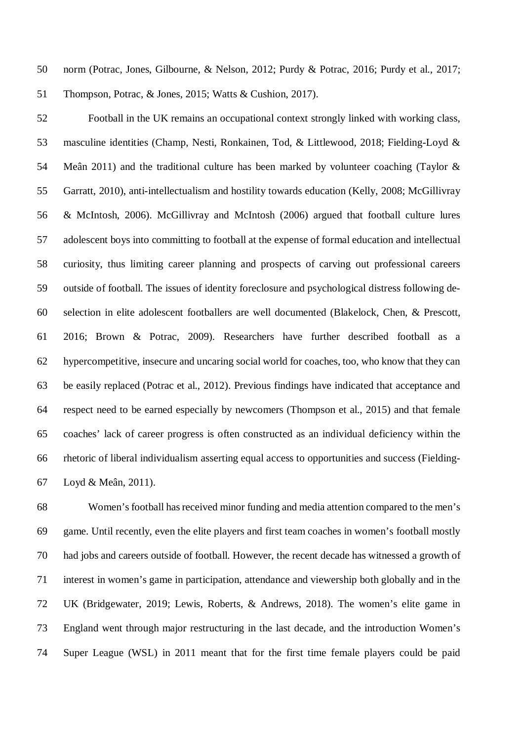norm (Potrac, Jones, Gilbourne, & Nelson, 2012; Purdy & Potrac, 2016; Purdy et al., 2017; Thompson, Potrac, & Jones, 2015; Watts & Cushion, 2017).

Football in the UK remains an occupational context strongly linked with working class, masculine identities (Champ, Nesti, Ronkainen, Tod, & Littlewood, 2018; Fielding-Loyd & Meân 2011) and the traditional culture has been marked by volunteer coaching (Taylor & Garratt, 2010), anti-intellectualism and hostility towards education (Kelly, 2008; McGillivray & McIntosh, 2006). McGillivray and McIntosh (2006) argued that football culture lures adolescent boys into committing to football at the expense of formal education and intellectual curiosity, thus limiting career planning and prospects of carving out professional careers outside of football. The issues of identity foreclosure and psychological distress following de-selection in elite adolescent footballers are well documented (Blakelock, Chen, & Prescott, 2016; Brown & Potrac, 2009). Researchers have further described football as a hypercompetitive, insecure and uncaring social world for coaches, too, who know that they can be easily replaced (Potrac et al., 2012). Previous findings have indicated that acceptance and respect need to be earned especially by newcomers (Thompson et al., 2015) and that female coaches' lack of career progress is often constructed as an individual deficiency within the rhetoric of liberal individualism asserting equal access to opportunities and success (Fielding-Loyd & Meân, 2011).

Women's football has received minor funding and media attention compared to the men's game. Until recently, even the elite players and first team coaches in women's football mostly had jobs and careers outside of football. However, the recent decade has witnessed a growth of interest in women's game in participation, attendance and viewership both globally and in the UK (Bridgewater, 2019; Lewis, Roberts, & Andrews, 2018). The women's elite game in England went through major restructuring in the last decade, and the introduction Women's Super League (WSL) in 2011 meant that for the first time female players could be paid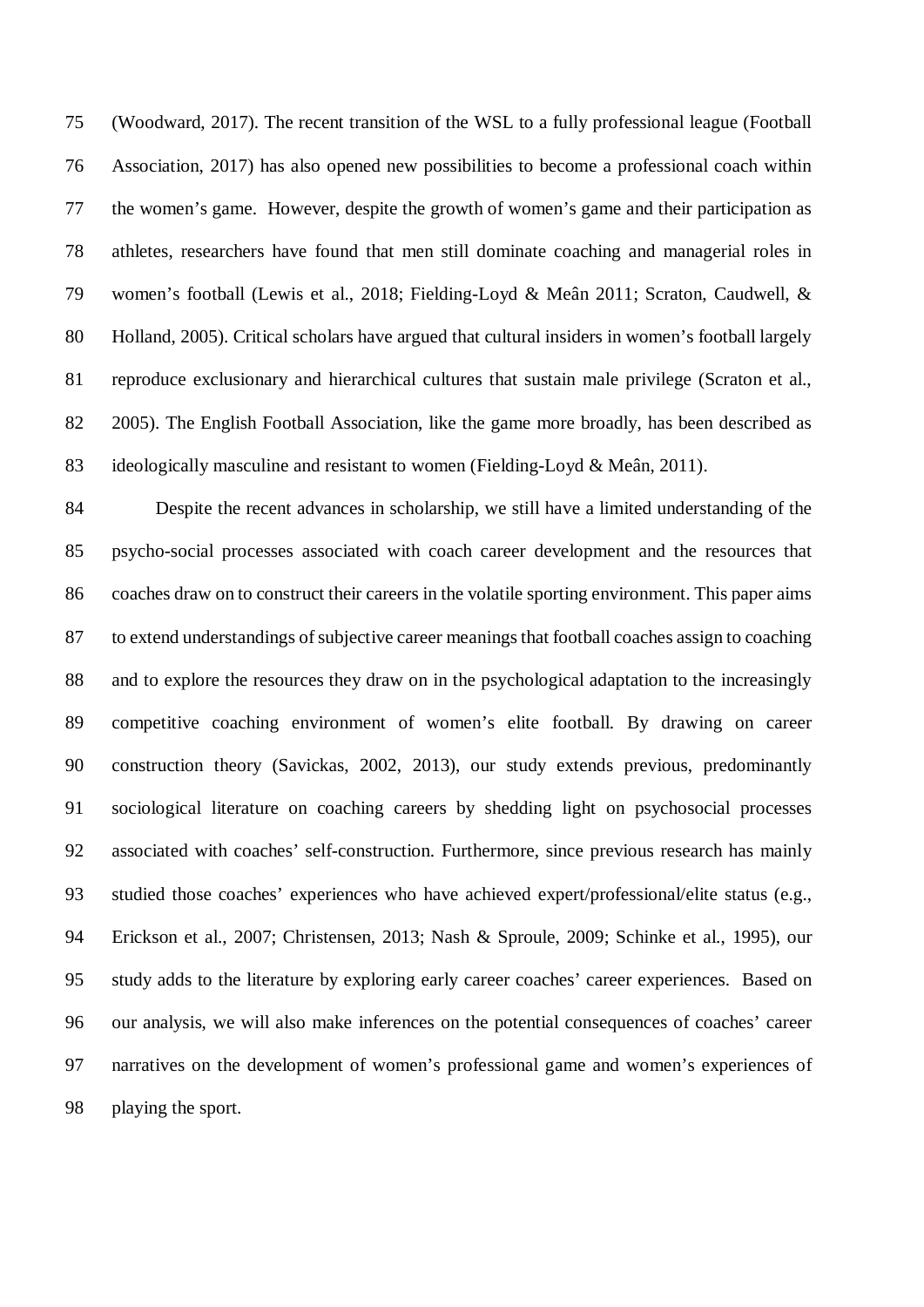(Woodward, 2017). The recent transition of the WSL to a fully professional league (Football Association, 2017) has also opened new possibilities to become a professional coach within the women's game. However, despite the growth of women's game and their participation as athletes, researchers have found that men still dominate coaching and managerial roles in women's football (Lewis et al., 2018; Fielding-Loyd & Meân 2011; Scraton, Caudwell, & Holland, 2005). Critical scholars have argued that cultural insiders in women's football largely reproduce exclusionary and hierarchical cultures that sustain male privilege (Scraton et al., 2005). The English Football Association, like the game more broadly, has been described as ideologically masculine and resistant to women (Fielding-Loyd & Meân, 2011).

Despite the recent advances in scholarship, we still have a limited understanding of the psycho-social processes associated with coach career development and the resources that coaches draw on to construct their careers in the volatile sporting environment. This paper aims to extend understandings of subjective career meanings that football coaches assign to coaching and to explore the resources they draw on in the psychological adaptation to the increasingly competitive coaching environment of women's elite football. By drawing on career construction theory (Savickas, 2002, 2013), our study extends previous, predominantly sociological literature on coaching careers by shedding light on psychosocial processes associated with coaches' self-construction. Furthermore, since previous research has mainly studied those coaches' experiences who have achieved expert/professional/elite status (e.g., Erickson et al., 2007; Christensen, 2013; Nash & Sproule, 2009; Schinke et al., 1995), our study adds to the literature by exploring early career coaches' career experiences. Based on our analysis, we will also make inferences on the potential consequences of coaches' career narratives on the development of women's professional game and women's experiences of playing the sport.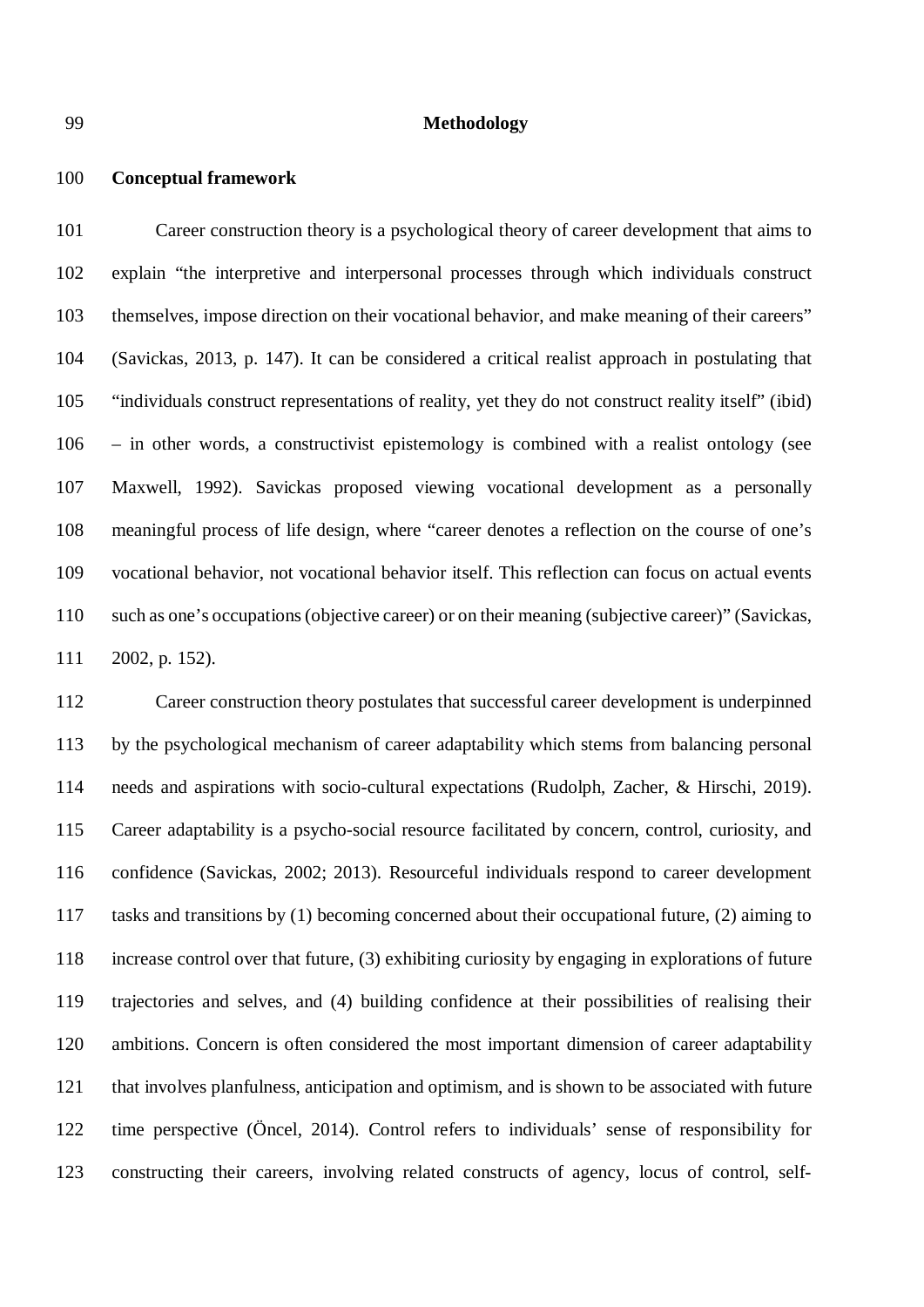## Methodology

### Conceptual framework

Career construction theory is a psychological theory of career development that aims to explain “the interpretive and interpersonal processes through which individuals construct themselves, impose direction on their vocational behavior, and make meaning of their careers” (Savickas, 2013, p. 147). It can be considered a critical realist approach in postulating that “individuals construct representations of reality, yet they do not construct reality itself” (ibid) – in other words, a constructivist epistemology is combined with a realist ontology (see Maxwell, 1992). Savickas proposed viewing vocational development as a personally meaningful process of life design, where “career denotes a reflection on the course of one’s vocational behavior, not vocational behavior itself. This reflection can focus on actual events such as one’s occupations (objective career) or on their meaning (subjective career)” (Savickas, 2002, p. 152).

Career construction theory postulates that successful career development is underpinned by the psychological mechanism of career adaptability which stems from balancing personal needs and aspirations with socio-cultural expectations (Rudolph, Zacher, & Hirschi, 2019). Career adaptability is a psycho-social resource facilitated by concern, control, curiosity, and confidence (Savickas, 2002; 2013). Resourceful individuals respond to career development tasks and transitions by (1) becoming concerned about their occupational future, (2) aiming to increase control over that future, (3) exhibiting curiosity by engaging in explorations of future trajectories and selves, and (4) building confidence at their possibilities of realising their ambitions. Concern is often considered the most important dimension of career adaptability that involves planfulness, anticipation and optimism, and is shown to be associated with future time perspective (Öncel, 2014). Control refers to individuals’ sense of responsibility for constructing their careers, involving related constructs of agency, locus of control, self-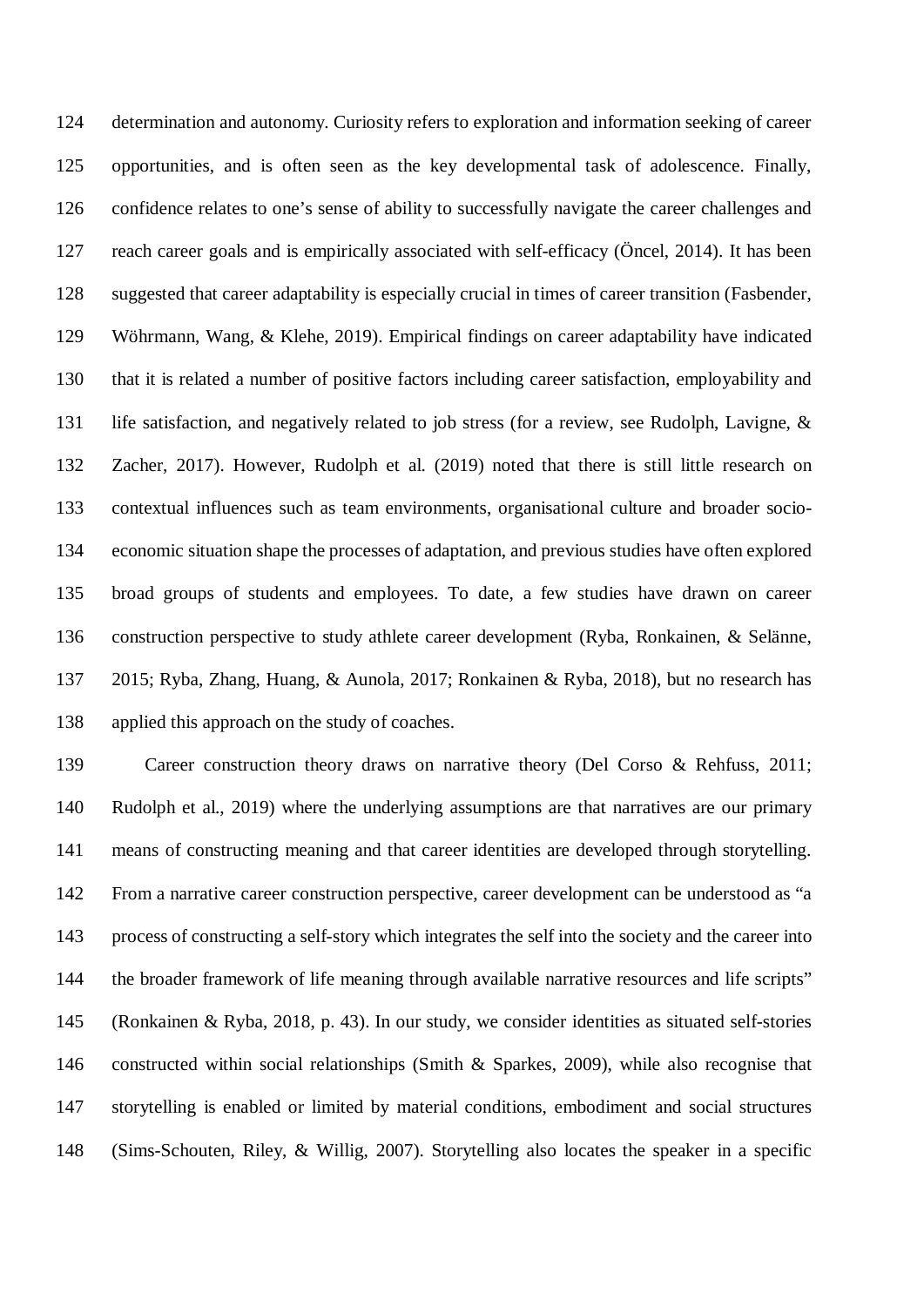determination and autonomy. Curiosity refers to exploration and information seeking of career opportunities, and is often seen as the key developmental task of adolescence. Finally, confidence relates to one's sense of ability to successfully navigate the career challenges and reach career goals and is empirically associated with self-efficacy (Öncel, 2014). It has been suggested that career adaptability is especially crucial in times of career transition (Fasbender, Wöhrmann, Wang, & Klehe, 2019). Empirical findings on career adaptability have indicated that it is related a number of positive factors including career satisfaction, employability and life satisfaction, and negatively related to job stress (for a review, see Rudolph, Lavigne, & Zacher, 2017). However, Rudolph et al. (2019) noted that there is still little research on contextual influences such as team environments, organisational culture and broader socio-economic situation shape the processes of adaptation, and previous studies have often explored broad groups of students and employees. To date, a few studies have drawn on career construction perspective to study athlete career development (Ryba, Ronkainen, & Selänne, 2015; Ryba, Zhang, Huang, & Aunola, 2017; Ronkainen & Ryba, 2018), but no research has applied this approach on the study of coaches.

Career construction theory draws on narrative theory (Del Corso & Rehfuss, 2011; Rudolph et al., 2019) where the underlying assumptions are that narratives are our primary means of constructing meaning and that career identities are developed through storytelling. From a narrative career construction perspective, career development can be understood as "a process of constructing a self-story which integrates the self into the society and the career into the broader framework of life meaning through available narrative resources and life scripts" (Ronkainen & Ryba, 2018, p. 43). In our study, we consider identities as situated self-stories constructed within social relationships (Smith & Sparkes, 2009), while also recognise that storytelling is enabled or limited by material conditions, embodiment and social structures (Sims-Schouten, Riley, & Willig, 2007). Storytelling also locates the speaker in a specific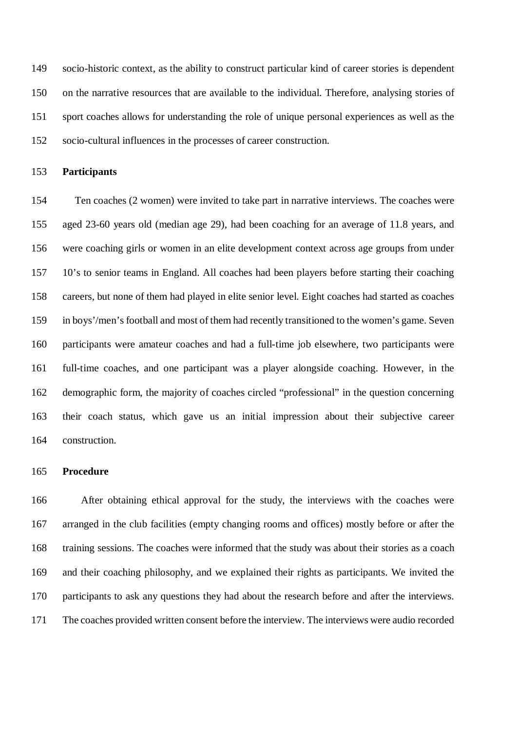socio-historic context, as the ability to construct particular kind of career stories is dependent on the narrative resources that are available to the individual. Therefore, analysing stories of sport coaches allows for understanding the role of unique personal experiences as well as the socio-cultural influences in the processes of career construction.

**Participants**

Ten coaches (2 women) were invited to take part in narrative interviews. The coaches were aged 23-60 years old (median age 29), had been coaching for an average of 11.8 years, and were coaching girls or women in an elite development context across age groups from under 10's to senior teams in England. All coaches had been players before starting their coaching careers, but none of them had played in elite senior level. Eight coaches had started as coaches in boys'/men's football and most of them had recently transitioned to the women's game. Seven participants were amateur coaches and had a full-time job elsewhere, two participants were full-time coaches, and one participant was a player alongside coaching. However, in the demographic form, the majority of coaches circled "professional" in the question concerning their coach status, which gave us an initial impression about their subjective career construction.

**Procedure**

After obtaining ethical approval for the study, the interviews with the coaches were arranged in the club facilities (empty changing rooms and offices) mostly before or after the training sessions. The coaches were informed that the study was about their stories as a coach and their coaching philosophy, and we explained their rights as participants. We invited the participants to ask any questions they had about the research before and after the interviews. The coaches provided written consent before the interview. The interviews were audio recorded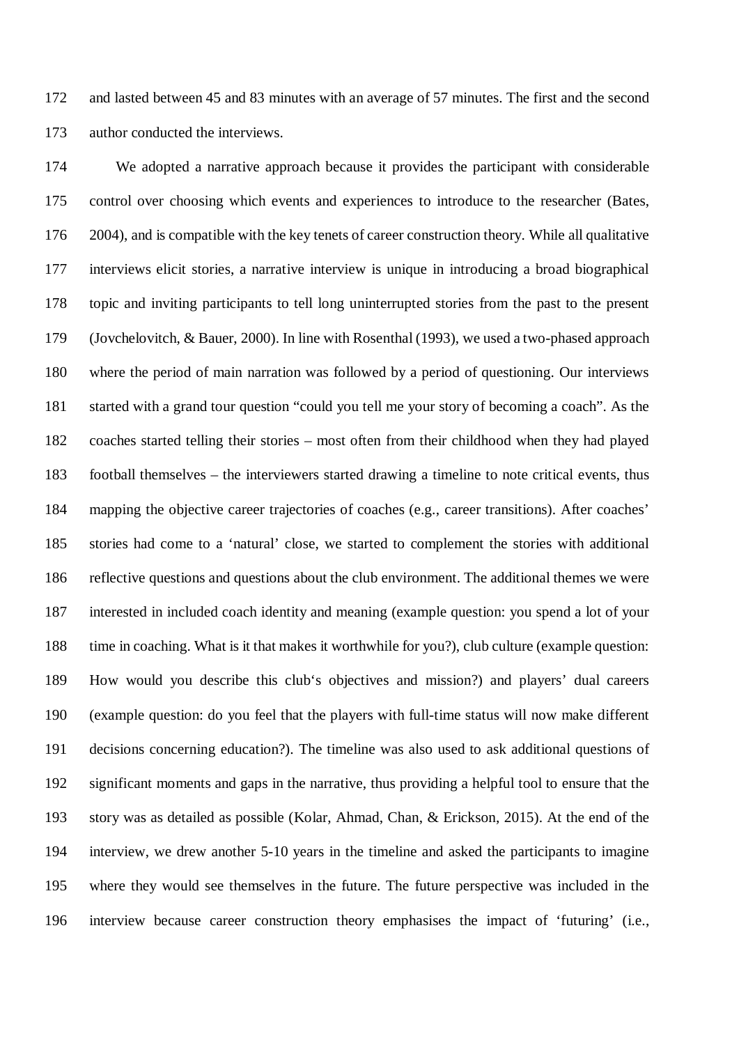and lasted between 45 and 83 minutes with an average of 57 minutes. The first and the second author conducted the interviews.

We adopted a narrative approach because it provides the participant with considerable control over choosing which events and experiences to introduce to the researcher (Bates, 2004), and is compatible with the key tenets of career construction theory. While all qualitative interviews elicit stories, a narrative interview is unique in introducing a broad biographical topic and inviting participants to tell long uninterrupted stories from the past to the present (Jovchelovitch, & Bauer, 2000). In line with Rosenthal (1993), we used a two-phased approach where the period of main narration was followed by a period of questioning. Our interviews started with a grand tour question "could you tell me your story of becoming a coach". As the coaches started telling their stories – most often from their childhood when they had played football themselves – the interviewers started drawing a timeline to note critical events, thus mapping the objective career trajectories of coaches (e.g., career transitions). After coaches' stories had come to a 'natural' close, we started to complement the stories with additional reflective questions and questions about the club environment. The additional themes we were interested in included coach identity and meaning (example question: you spend a lot of your time in coaching. What is it that makes it worthwhile for you?), club culture (example question: How would you describe this club's objectives and mission?) and players' dual careers (example question: do you feel that the players with full-time status will now make different decisions concerning education?). The timeline was also used to ask additional questions of significant moments and gaps in the narrative, thus providing a helpful tool to ensure that the story was as detailed as possible (Kolar, Ahmad, Chan, & Erickson, 2015). At the end of the interview, we drew another 5-10 years in the timeline and asked the participants to imagine where they would see themselves in the future. The future perspective was included in the interview because career construction theory emphasises the impact of 'futuring' (i.e.,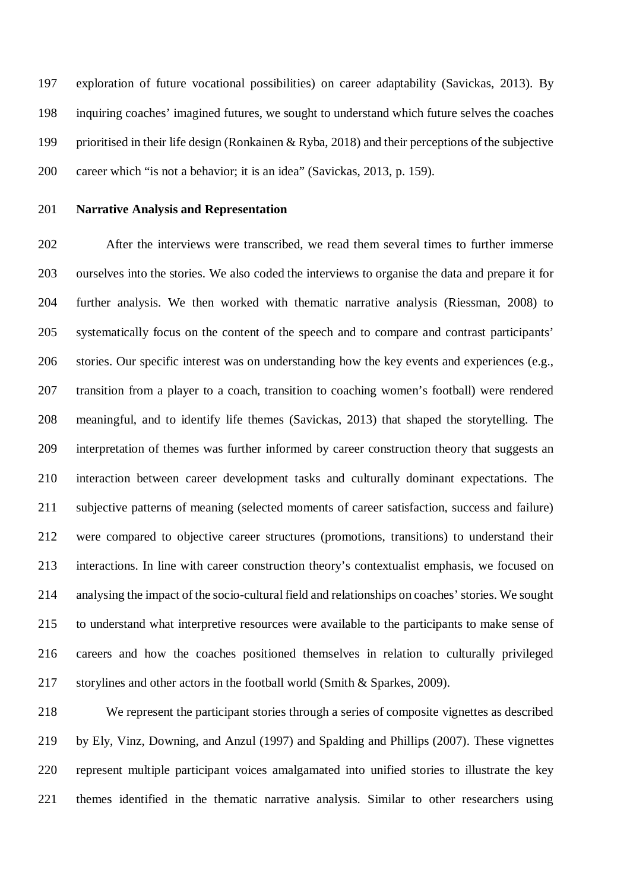exploration of future vocational possibilities) on career adaptability (Savickas, 2013). By inquiring coaches' imagined futures, we sought to understand which future selves the coaches prioritised in their life design (Ronkainen & Ryba, 2018) and their perceptions of the subjective career which "is not a behavior; it is an idea" (Savickas, 2013, p. 159).

**Narrative Analysis and Representation**

After the interviews were transcribed, we read them several times to further immerse ourselves into the stories. We also coded the interviews to organise the data and prepare it for further analysis. We then worked with thematic narrative analysis (Riessman, 2008) to systematically focus on the content of the speech and to compare and contrast participants' stories. Our specific interest was on understanding how the key events and experiences (e.g., transition from a player to a coach, transition to coaching women's football) were rendered meaningful, and to identify life themes (Savickas, 2013) that shaped the storytelling. The interpretation of themes was further informed by career construction theory that suggests an interaction between career development tasks and culturally dominant expectations. The subjective patterns of meaning (selected moments of career satisfaction, success and failure) were compared to objective career structures (promotions, transitions) to understand their interactions. In line with career construction theory's contextualist emphasis, we focused on analysing the impact of the socio-cultural field and relationships on coaches' stories. We sought to understand what interpretive resources were available to the participants to make sense of careers and how the coaches positioned themselves in relation to culturally privileged storylines and other actors in the football world (Smith & Sparkes, 2009).

We represent the participant stories through a series of composite vignettes as described by Ely, Vinz, Downing, and Anzul (1997) and Spalding and Phillips (2007). These vignettes represent multiple participant voices amalgamated into unified stories to illustrate the key themes identified in the thematic narrative analysis. Similar to other researchers using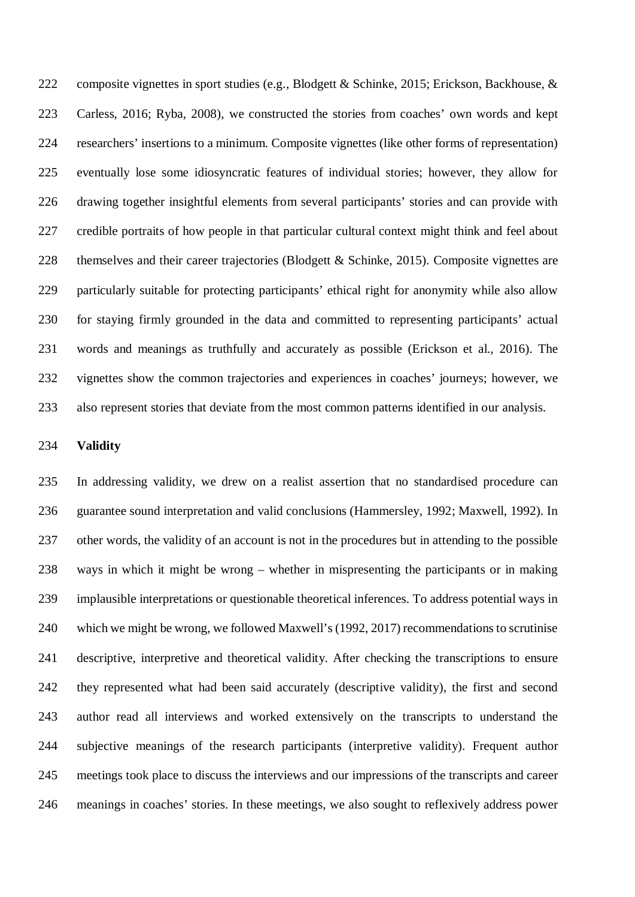composite vignettes in sport studies (e.g., Blodgett & Schinke, 2015; Erickson, Backhouse, & Carless, 2016; Ryba, 2008), we constructed the stories from coaches' own words and kept researchers' insertions to a minimum. Composite vignettes (like other forms of representation) eventually lose some idiosyncratic features of individual stories; however, they allow for drawing together insightful elements from several participants' stories and can provide with credible portraits of how people in that particular cultural context might think and feel about themselves and their career trajectories (Blodgett & Schinke, 2015). Composite vignettes are particularly suitable for protecting participants' ethical right for anonymity while also allow for staying firmly grounded in the data and committed to representing participants' actual words and meanings as truthfully and accurately as possible (Erickson et al., 2016). The vignettes show the common trajectories and experiences in coaches' journeys; however, we also represent stories that deviate from the most common patterns identified in our analysis.

**Validity**

In addressing validity, we drew on a realist assertion that no standardised procedure can guarantee sound interpretation and valid conclusions (Hammersley, 1992; Maxwell, 1992). In other words, the validity of an account is not in the procedures but in attending to the possible ways in which it might be wrong – whether in mispresenting the participants or in making implausible interpretations or questionable theoretical inferences. To address potential ways in which we might be wrong, we followed Maxwell's (1992, 2017) recommendations to scrutinise descriptive, interpretive and theoretical validity. After checking the transcriptions to ensure they represented what had been said accurately (descriptive validity), the first and second author read all interviews and worked extensively on the transcripts to understand the subjective meanings of the research participants (interpretive validity). Frequent author meetings took place to discuss the interviews and our impressions of the transcripts and career meanings in coaches' stories. In these meetings, we also sought to reflexively address power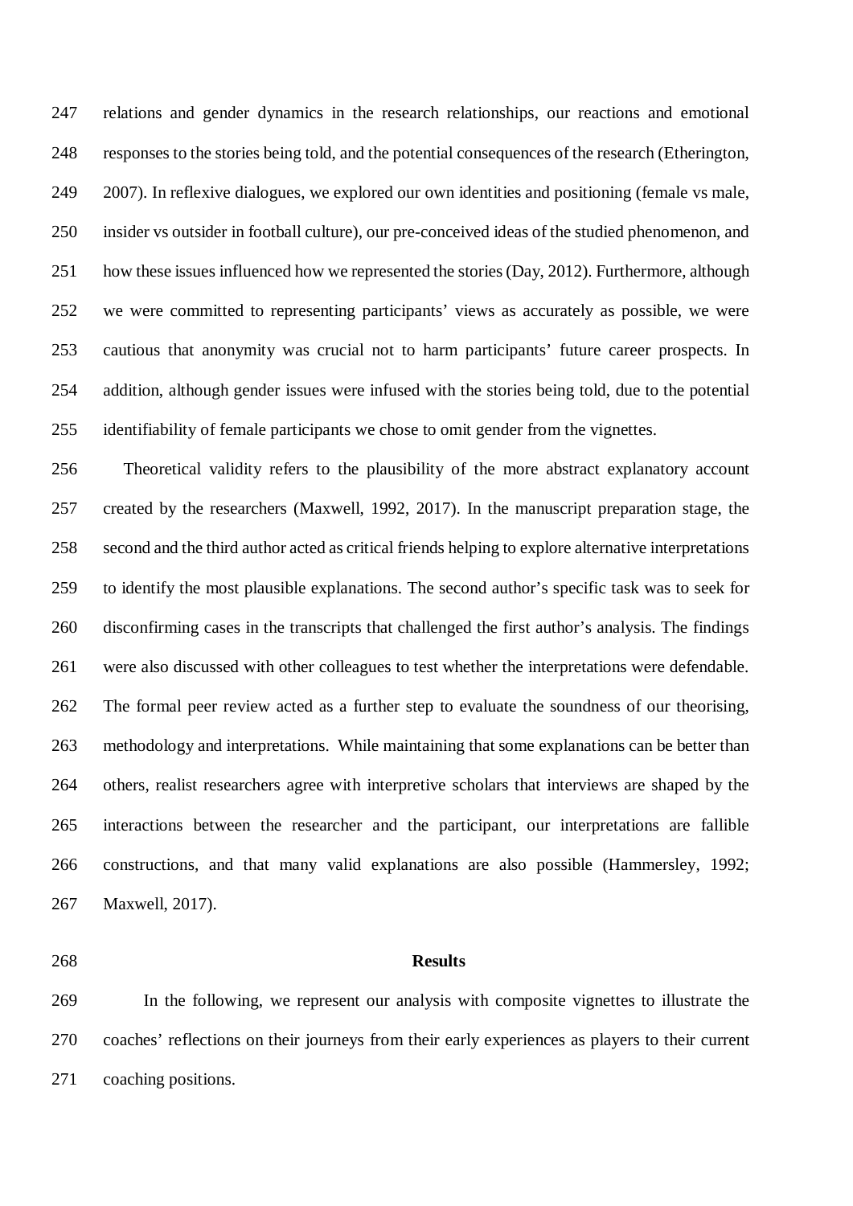relations and gender dynamics in the research relationships, our reactions and emotional responses to the stories being told, and the potential consequences of the research (Etherington, 2007). In reflexive dialogues, we explored our own identities and positioning (female vs male, insider vs outsider in football culture), our pre-conceived ideas of the studied phenomenon, and how these issues influenced how we represented the stories (Day, 2012). Furthermore, although we were committed to representing participants' views as accurately as possible, we were cautious that anonymity was crucial not to harm participants' future career prospects. In addition, although gender issues were infused with the stories being told, due to the potential identifiability of female participants we chose to omit gender from the vignettes.

Theoretical validity refers to the plausibility of the more abstract explanatory account created by the researchers (Maxwell, 1992, 2017). In the manuscript preparation stage, the second and the third author acted as critical friends helping to explore alternative interpretations to identify the most plausible explanations. The second author's specific task was to seek for disconfirming cases in the transcripts that challenged the first author's analysis. The findings were also discussed with other colleagues to test whether the interpretations were defendable. The formal peer review acted as a further step to evaluate the soundness of our theorising, methodology and interpretations. While maintaining that some explanations can be better than others, realist researchers agree with interpretive scholars that interviews are shaped by the interactions between the researcher and the participant, our interpretations are fallible constructions, and that many valid explanations are also possible (Hammersley, 1992; Maxwell, 2017).

## Results

In the following, we represent our analysis with composite vignettes to illustrate the coaches' reflections on their journeys from their early experiences as players to their current coaching positions.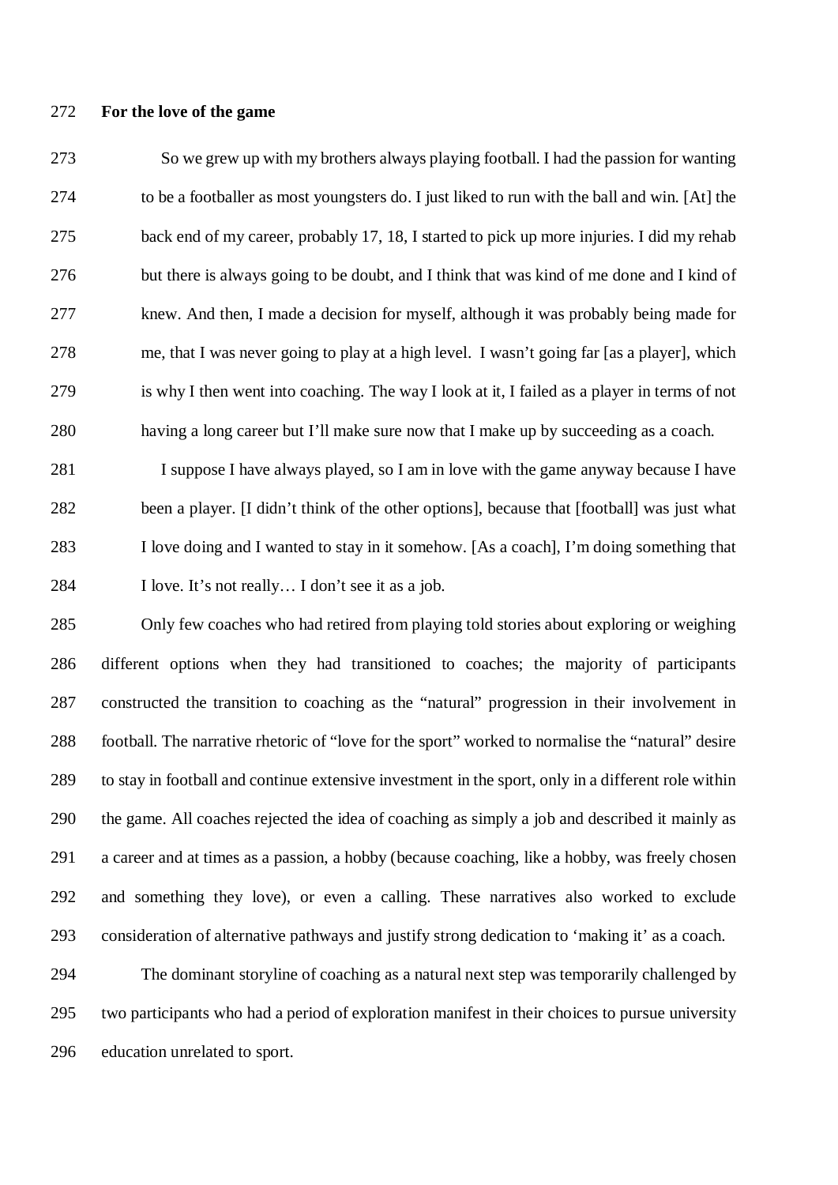**For the love of the game**

> So we grew up with my brothers always playing football. I had the passion for wanting to be a footballer as most youngsters do. I just liked to run with the ball and win. [At] the back end of my career, probably 17, 18, I started to pick up more injuries. I did my rehab but there is always going to be doubt, and I think that was kind of me done and I kind of knew. And then, I made a decision for myself, although it was probably being made for me, that I was never going to play at a high level. I wasn't going far [as a player], which is why I then went into coaching. The way I look at it, I failed as a player in terms of not having a long career but I'll make sure now that I make up by succeeding as a coach.
>
> I suppose I have always played, so I am in love with the game anyway because I have been a player. [I didn't think of the other options], because that [football] was just what I love doing and I wanted to stay in it somehow. [As a coach], I'm doing something that I love. It's not really… I don't see it as a job.

Only few coaches who had retired from playing told stories about exploring or weighing different options when they had transitioned to coaches; the majority of participants constructed the transition to coaching as the "natural" progression in their involvement in football. The narrative rhetoric of "love for the sport" worked to normalise the "natural" desire to stay in football and continue extensive investment in the sport, only in a different role within the game. All coaches rejected the idea of coaching as simply a job and described it mainly as a career and at times as a passion, a hobby (because coaching, like a hobby, was freely chosen and something they love), or even a calling. These narratives also worked to exclude consideration of alternative pathways and justify strong dedication to 'making it' as a coach.

The dominant storyline of coaching as a natural next step was temporarily challenged by two participants who had a period of exploration manifest in their choices to pursue university education unrelated to sport.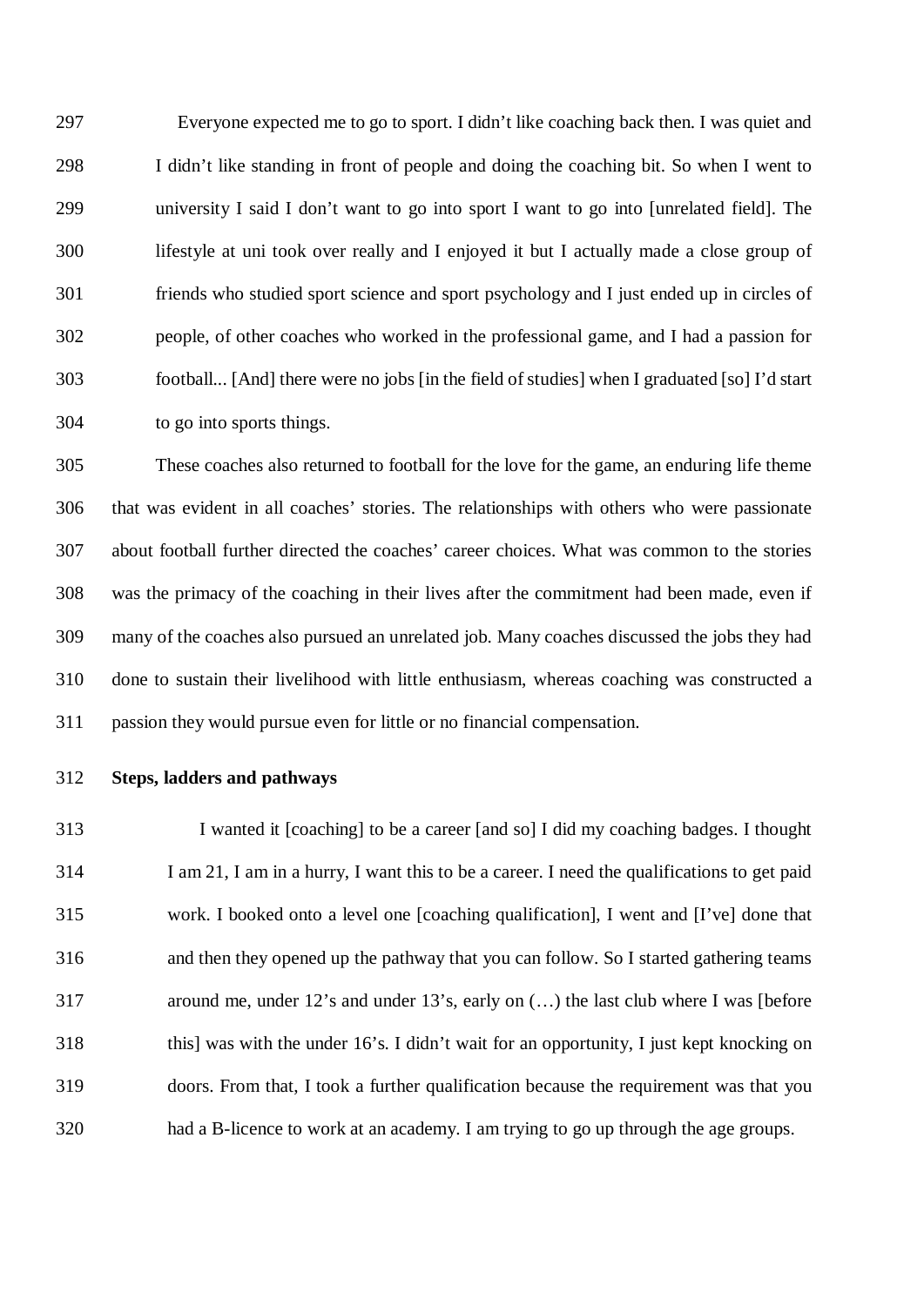> Everyone expected me to go to sport. I didn't like coaching back then. I was quiet and I didn't like standing in front of people and doing the coaching bit. So when I went to university I said I don't want to go into sport I want to go into [unrelated field]. The lifestyle at uni took over really and I enjoyed it but I actually made a close group of friends who studied sport science and sport psychology and I just ended up in circles of people, of other coaches who worked in the professional game, and I had a passion for football... [And] there were no jobs [in the field of studies] when I graduated [so] I'd start to go into sports things.

These coaches also returned to football for the love for the game, an enduring life theme that was evident in all coaches' stories. The relationships with others who were passionate about football further directed the coaches' career choices. What was common to the stories was the primacy of the coaching in their lives after the commitment had been made, even if many of the coaches also pursued an unrelated job. Many coaches discussed the jobs they had done to sustain their livelihood with little enthusiasm, whereas coaching was constructed a passion they would pursue even for little or no financial compensation.

**Steps, ladders and pathways**

> I wanted it [coaching] to be a career [and so] I did my coaching badges. I thought I am 21, I am in a hurry, I want this to be a career. I need the qualifications to get paid work. I booked onto a level one [coaching qualification], I went and [I've] done that and then they opened up the pathway that you can follow. So I started gathering teams around me, under 12's and under 13's, early on (…) the last club where I was [before this] was with the under 16's. I didn't wait for an opportunity, I just kept knocking on doors. From that, I took a further qualification because the requirement was that you had a B-licence to work at an academy. I am trying to go up through the age groups.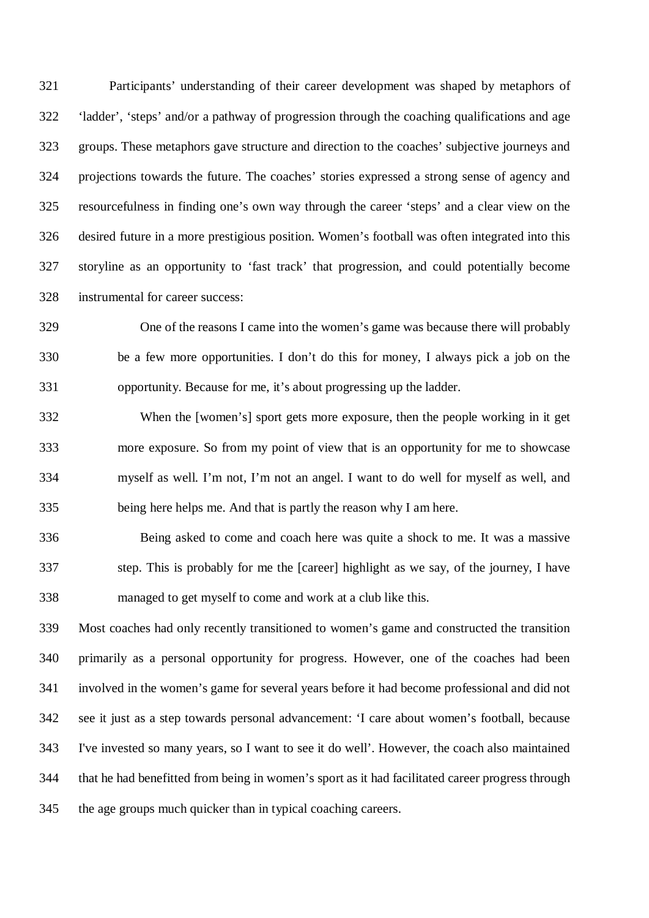Participants' understanding of their career development was shaped by metaphors of 'ladder', 'steps' and/or a pathway of progression through the coaching qualifications and age groups. These metaphors gave structure and direction to the coaches' subjective journeys and projections towards the future. The coaches' stories expressed a strong sense of agency and resourcefulness in finding one's own way through the career 'steps' and a clear view on the desired future in a more prestigious position. Women's football was often integrated into this storyline as an opportunity to 'fast track' that progression, and could potentially become instrumental for career success:

> One of the reasons I came into the women's game was because there will probably be a few more opportunities. I don't do this for money, I always pick a job on the opportunity. Because for me, it's about progressing up the ladder.
>
> When the [women's] sport gets more exposure, then the people working in it get more exposure. So from my point of view that is an opportunity for me to showcase myself as well. I'm not, I'm not an angel. I want to do well for myself as well, and being here helps me. And that is partly the reason why I am here.
>
> Being asked to come and coach here was quite a shock to me. It was a massive step. This is probably for me the [career] highlight as we say, of the journey, I have managed to get myself to come and work at a club like this.

Most coaches had only recently transitioned to women's game and constructed the transition primarily as a personal opportunity for progress. However, one of the coaches had been involved in the women's game for several years before it had become professional and did not see it just as a step towards personal advancement: 'I care about women's football, because I've invested so many years, so I want to see it do well'. However, the coach also maintained that he had benefitted from being in women's sport as it had facilitated career progress through the age groups much quicker than in typical coaching careers.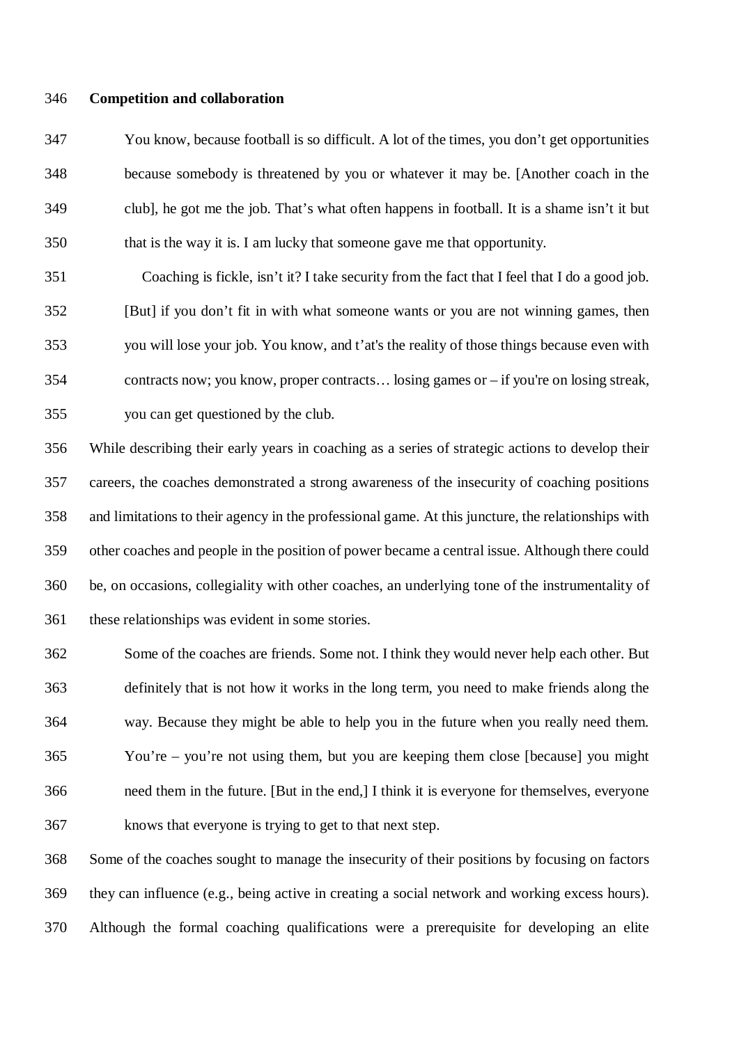**Competition and collaboration**

> You know, because football is so difficult. A lot of the times, you don't get opportunities because somebody is threatened by you or whatever it may be. [Another coach in the club], he got me the job. That's what often happens in football. It is a shame isn't it but that is the way it is. I am lucky that someone gave me that opportunity.
>
> Coaching is fickle, isn't it? I take security from the fact that I feel that I do a good job. [But] if you don't fit in with what someone wants or you are not winning games, then you will lose your job. You know, and t'at's the reality of those things because even with contracts now; you know, proper contracts… losing games or – if you're on losing streak, you can get questioned by the club.

While describing their early years in coaching as a series of strategic actions to develop their careers, the coaches demonstrated a strong awareness of the insecurity of coaching positions and limitations to their agency in the professional game. At this juncture, the relationships with other coaches and people in the position of power became a central issue. Although there could be, on occasions, collegiality with other coaches, an underlying tone of the instrumentality of these relationships was evident in some stories.

> Some of the coaches are friends. Some not. I think they would never help each other. But definitely that is not how it works in the long term, you need to make friends along the way. Because they might be able to help you in the future when you really need them. You're – you're not using them, but you are keeping them close [because] you might need them in the future. [But in the end,] I think it is everyone for themselves, everyone knows that everyone is trying to get to that next step.

Some of the coaches sought to manage the insecurity of their positions by focusing on factors they can influence (e.g., being active in creating a social network and working excess hours). Although the formal coaching qualifications were a prerequisite for developing an elite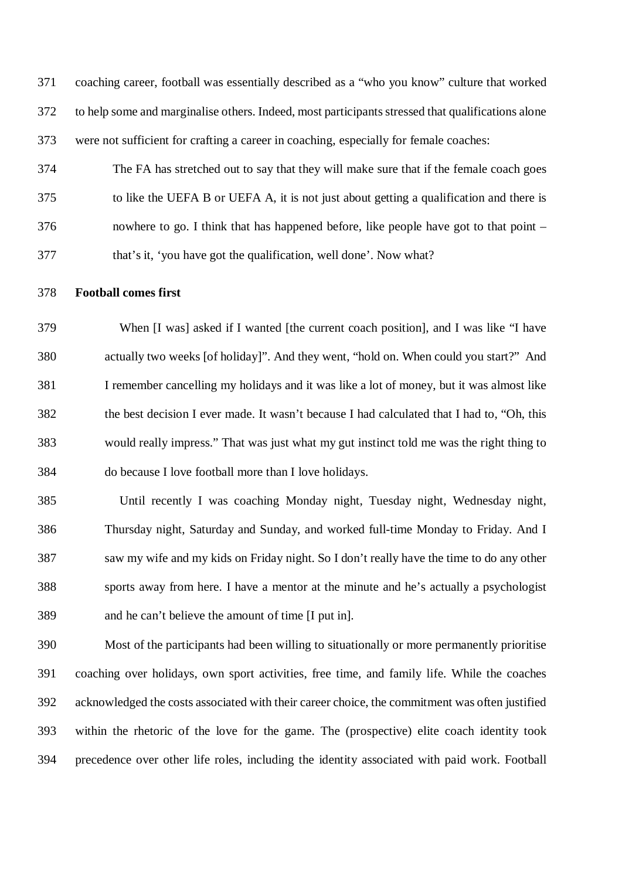coaching career, football was essentially described as a "who you know" culture that worked to help some and marginalise others. Indeed, most participants stressed that qualifications alone were not sufficient for crafting a career in coaching, especially for female coaches:

> The FA has stretched out to say that they will make sure that if the female coach goes to like the UEFA B or UEFA A, it is not just about getting a qualification and there is nowhere to go. I think that has happened before, like people have got to that point – that's it, 'you have got the qualification, well done'. Now what?

**Football comes first**

> When [I was] asked if I wanted [the current coach position], and I was like "I have actually two weeks [of holiday]". And they went, "hold on. When could you start?" And I remember cancelling my holidays and it was like a lot of money, but it was almost like the best decision I ever made. It wasn't because I had calculated that I had to, "Oh, this would really impress." That was just what my gut instinct told me was the right thing to do because I love football more than I love holidays.

> Until recently I was coaching Monday night, Tuesday night, Wednesday night, Thursday night, Saturday and Sunday, and worked full-time Monday to Friday. And I saw my wife and my kids on Friday night. So I don't really have the time to do any other sports away from here. I have a mentor at the minute and he's actually a psychologist and he can't believe the amount of time [I put in].

Most of the participants had been willing to situationally or more permanently prioritise coaching over holidays, own sport activities, free time, and family life. While the coaches acknowledged the costs associated with their career choice, the commitment was often justified within the rhetoric of the love for the game. The (prospective) elite coach identity took precedence over other life roles, including the identity associated with paid work. Football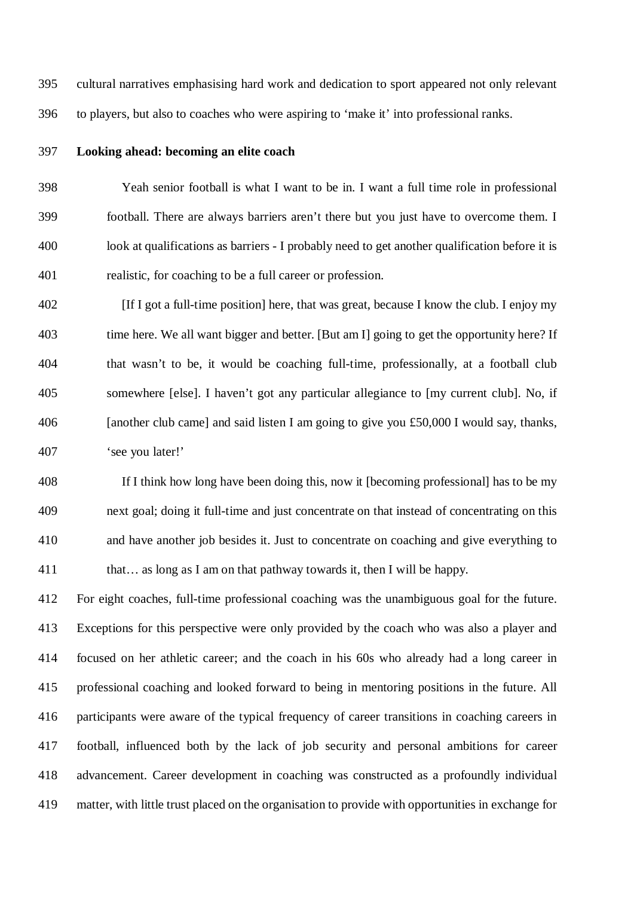cultural narratives emphasising hard work and dedication to sport appeared not only relevant to players, but also to coaches who were aspiring to 'make it' into professional ranks.

**Looking ahead: becoming an elite coach**

> Yeah senior football is what I want to be in. I want a full time role in professional football. There are always barriers aren't there but you just have to overcome them. I look at qualifications as barriers - I probably need to get another qualification before it is realistic, for coaching to be a full career or profession.

> [If I got a full-time position] here, that was great, because I know the club. I enjoy my time here. We all want bigger and better. [But am I] going to get the opportunity here? If that wasn't to be, it would be coaching full-time, professionally, at a football club somewhere [else]. I haven't got any particular allegiance to [my current club]. No, if [another club came] and said listen I am going to give you £50,000 I would say, thanks, 'see you later!'

> If I think how long have been doing this, now it [becoming professional] has to be my next goal; doing it full-time and just concentrate on that instead of concentrating on this and have another job besides it. Just to concentrate on coaching and give everything to that… as long as I am on that pathway towards it, then I will be happy.

For eight coaches, full-time professional coaching was the unambiguous goal for the future. Exceptions for this perspective were only provided by the coach who was also a player and focused on her athletic career; and the coach in his 60s who already had a long career in professional coaching and looked forward to being in mentoring positions in the future. All participants were aware of the typical frequency of career transitions in coaching careers in football, influenced both by the lack of job security and personal ambitions for career advancement. Career development in coaching was constructed as a profoundly individual matter, with little trust placed on the organisation to provide with opportunities in exchange for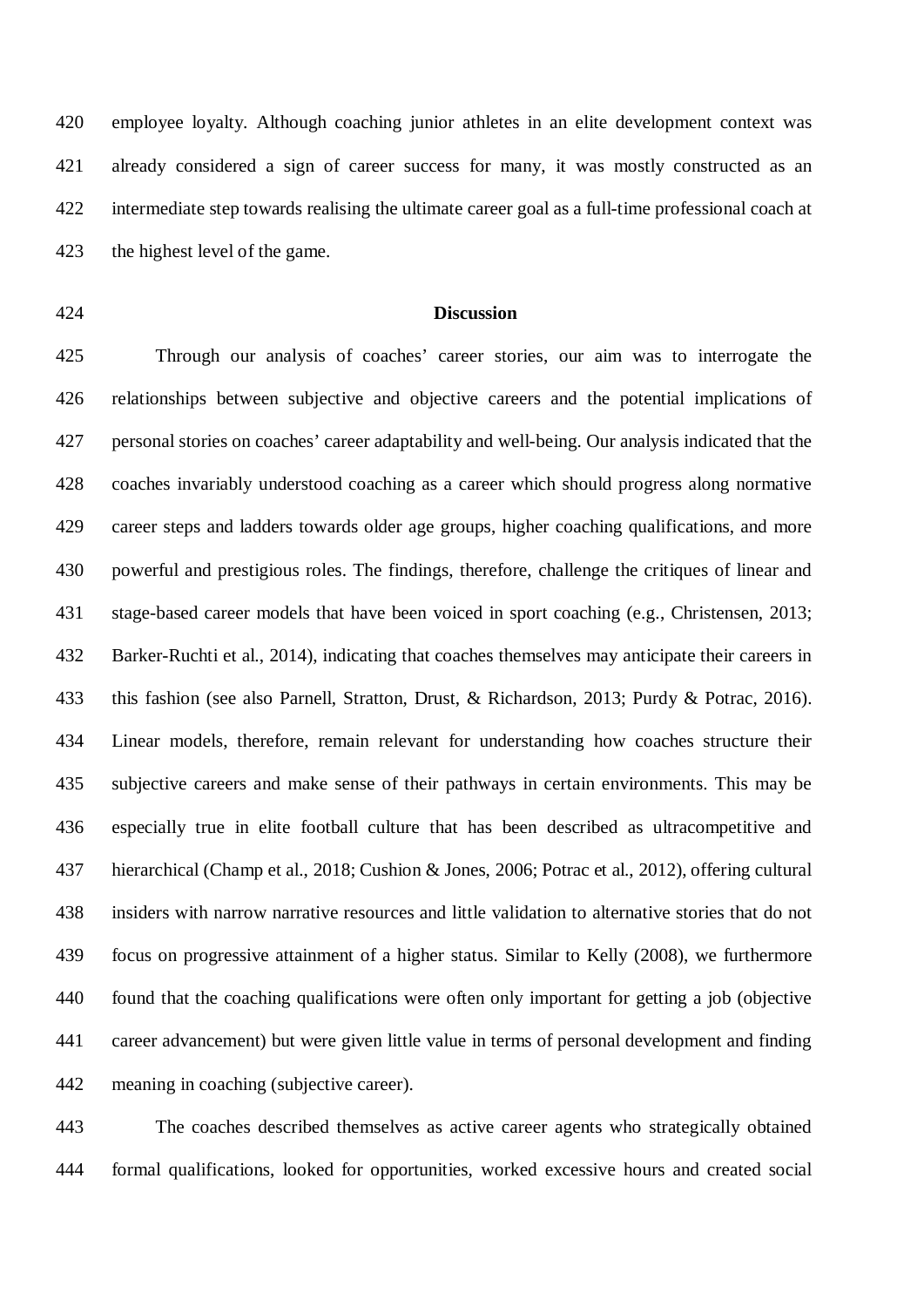employee loyalty. Although coaching junior athletes in an elite development context was already considered a sign of career success for many, it was mostly constructed as an intermediate step towards realising the ultimate career goal as a full-time professional coach at the highest level of the game.

## Discussion

Through our analysis of coaches' career stories, our aim was to interrogate the relationships between subjective and objective careers and the potential implications of personal stories on coaches' career adaptability and well-being. Our analysis indicated that the coaches invariably understood coaching as a career which should progress along normative career steps and ladders towards older age groups, higher coaching qualifications, and more powerful and prestigious roles. The findings, therefore, challenge the critiques of linear and stage-based career models that have been voiced in sport coaching (e.g., Christensen, 2013; Barker-Ruchti et al., 2014), indicating that coaches themselves may anticipate their careers in this fashion (see also Parnell, Stratton, Drust, & Richardson, 2013; Purdy & Potrac, 2016). Linear models, therefore, remain relevant for understanding how coaches structure their subjective careers and make sense of their pathways in certain environments. This may be especially true in elite football culture that has been described as ultracompetitive and hierarchical (Champ et al., 2018; Cushion & Jones, 2006; Potrac et al., 2012), offering cultural insiders with narrow narrative resources and little validation to alternative stories that do not focus on progressive attainment of a higher status. Similar to Kelly (2008), we furthermore found that the coaching qualifications were often only important for getting a job (objective career advancement) but were given little value in terms of personal development and finding meaning in coaching (subjective career).

The coaches described themselves as active career agents who strategically obtained formal qualifications, looked for opportunities, worked excessive hours and created social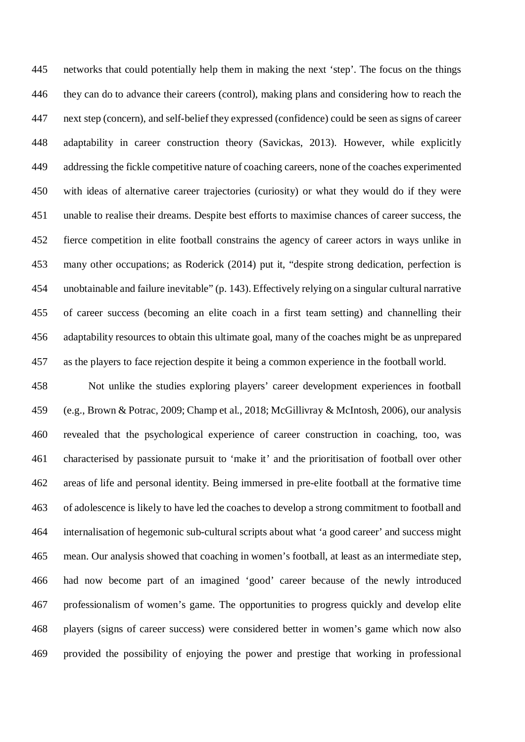networks that could potentially help them in making the next 'step'. The focus on the things they can do to advance their careers (control), making plans and considering how to reach the next step (concern), and self-belief they expressed (confidence) could be seen as signs of career adaptability in career construction theory (Savickas, 2013). However, while explicitly addressing the fickle competitive nature of coaching careers, none of the coaches experimented with ideas of alternative career trajectories (curiosity) or what they would do if they were unable to realise their dreams. Despite best efforts to maximise chances of career success, the fierce competition in elite football constrains the agency of career actors in ways unlike in many other occupations; as Roderick (2014) put it, "despite strong dedication, perfection is unobtainable and failure inevitable" (p. 143). Effectively relying on a singular cultural narrative of career success (becoming an elite coach in a first team setting) and channelling their adaptability resources to obtain this ultimate goal, many of the coaches might be as unprepared as the players to face rejection despite it being a common experience in the football world.

Not unlike the studies exploring players' career development experiences in football (e.g., Brown & Potrac, 2009; Champ et al., 2018; McGillivray & McIntosh, 2006), our analysis revealed that the psychological experience of career construction in coaching, too, was characterised by passionate pursuit to 'make it' and the prioritisation of football over other areas of life and personal identity. Being immersed in pre-elite football at the formative time of adolescence is likely to have led the coaches to develop a strong commitment to football and internalisation of hegemonic sub-cultural scripts about what 'a good career' and success might mean. Our analysis showed that coaching in women's football, at least as an intermediate step, had now become part of an imagined 'good' career because of the newly introduced professionalism of women's game. The opportunities to progress quickly and develop elite players (signs of career success) were considered better in women's game which now also provided the possibility of enjoying the power and prestige that working in professional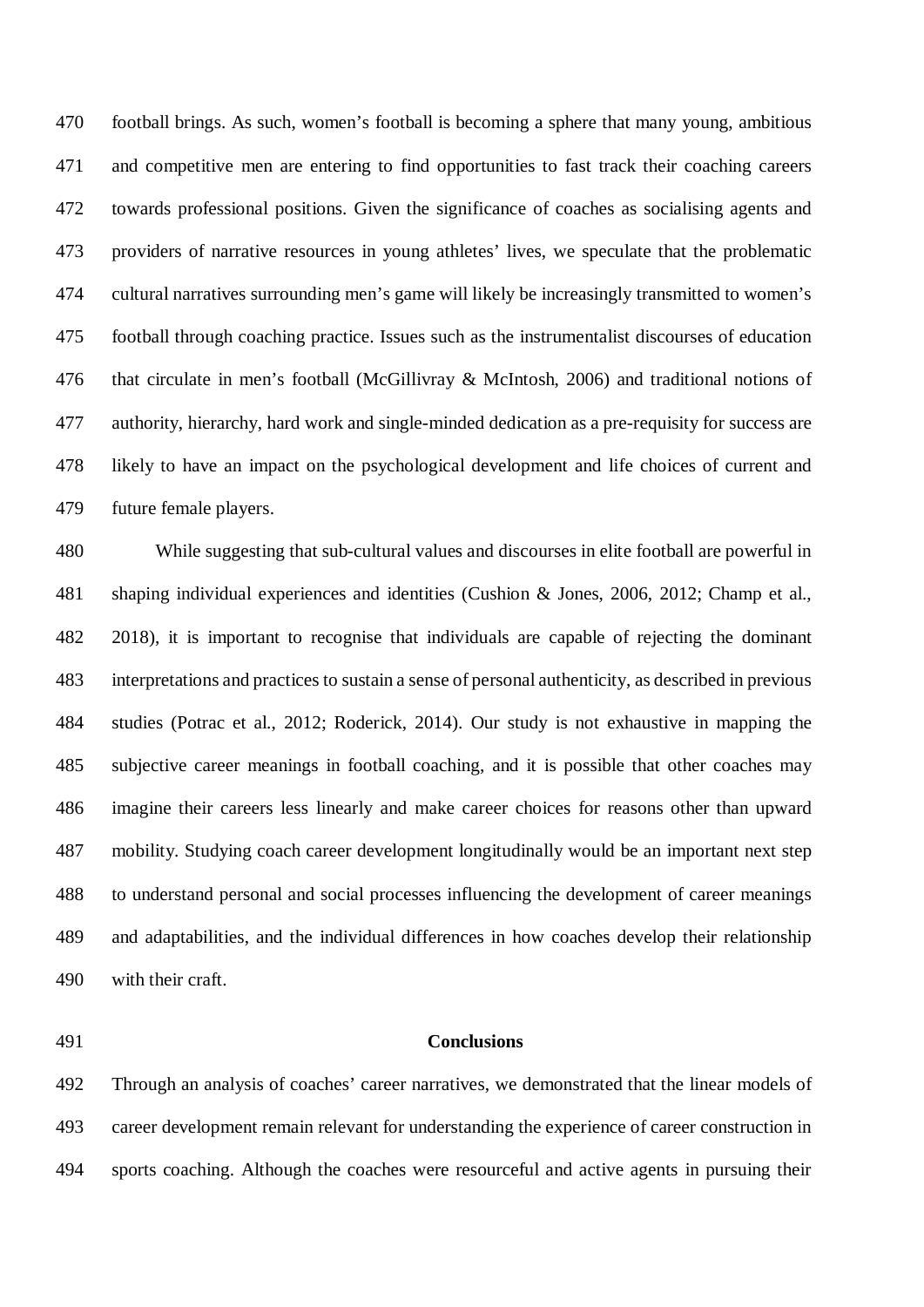football brings. As such, women's football is becoming a sphere that many young, ambitious and competitive men are entering to find opportunities to fast track their coaching careers towards professional positions. Given the significance of coaches as socialising agents and providers of narrative resources in young athletes' lives, we speculate that the problematic cultural narratives surrounding men's game will likely be increasingly transmitted to women's football through coaching practice. Issues such as the instrumentalist discourses of education that circulate in men's football (McGillivray & McIntosh, 2006) and traditional notions of authority, hierarchy, hard work and single-minded dedication as a pre-requisity for success are likely to have an impact on the psychological development and life choices of current and future female players.

While suggesting that sub-cultural values and discourses in elite football are powerful in shaping individual experiences and identities (Cushion & Jones, 2006, 2012; Champ et al., 2018), it is important to recognise that individuals are capable of rejecting the dominant interpretations and practices to sustain a sense of personal authenticity, as described in previous studies (Potrac et al., 2012; Roderick, 2014). Our study is not exhaustive in mapping the subjective career meanings in football coaching, and it is possible that other coaches may imagine their careers less linearly and make career choices for reasons other than upward mobility. Studying coach career development longitudinally would be an important next step to understand personal and social processes influencing the development of career meanings and adaptabilities, and the individual differences in how coaches develop their relationship with their craft.

## Conclusions

Through an analysis of coaches' career narratives, we demonstrated that the linear models of career development remain relevant for understanding the experience of career construction in sports coaching. Although the coaches were resourceful and active agents in pursuing their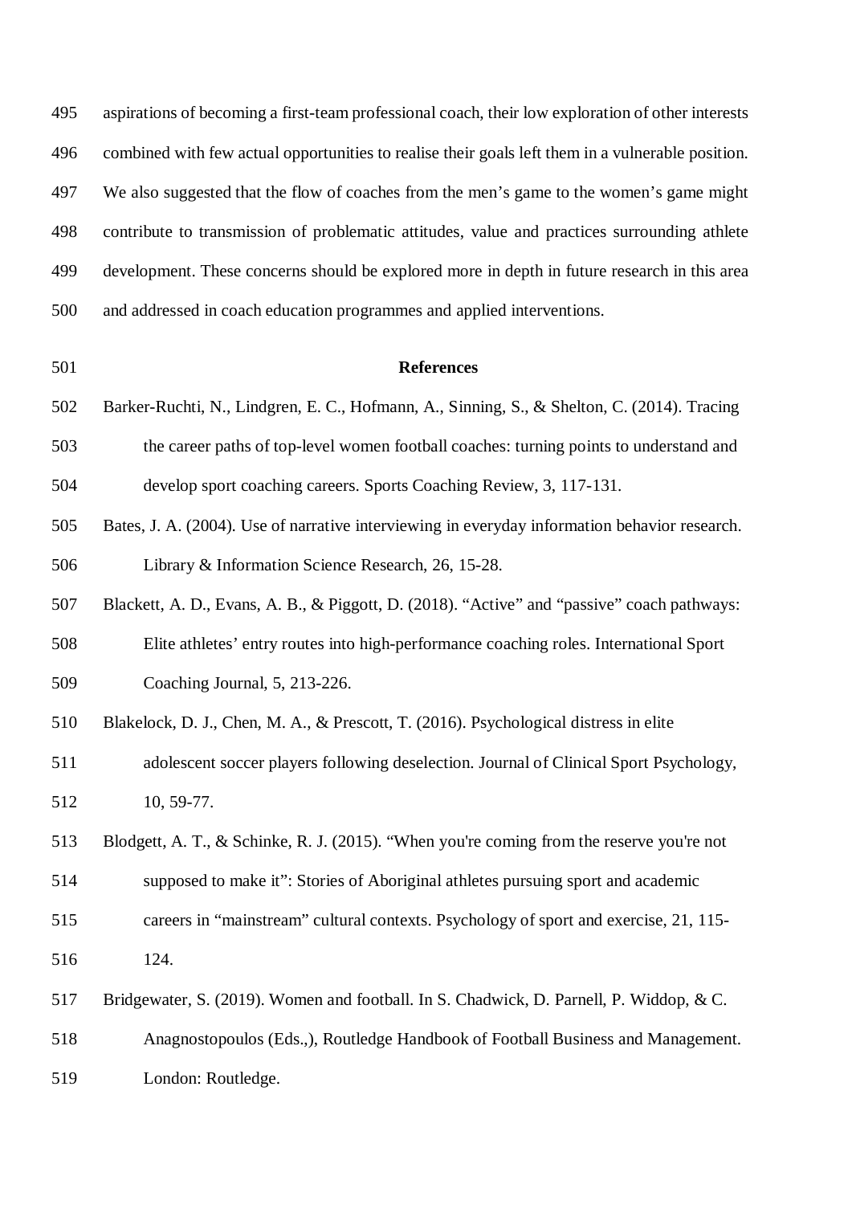aspirations of becoming a first-team professional coach, their low exploration of other interests combined with few actual opportunities to realise their goals left them in a vulnerable position. We also suggested that the flow of coaches from the men's game to the women's game might contribute to transmission of problematic attitudes, value and practices surrounding athlete development. These concerns should be explored more in depth in future research in this area and addressed in coach education programmes and applied interventions.

## References

Barker-Ruchti, N., Lindgren, E. C., Hofmann, A., Sinning, S., & Shelton, C. (2014). Tracing the career paths of top-level women football coaches: turning points to understand and develop sport coaching careers. Sports Coaching Review, 3, 117-131.

Bates, J. A. (2004). Use of narrative interviewing in everyday information behavior research. Library & Information Science Research, 26, 15-28.

Blackett, A. D., Evans, A. B., & Piggott, D. (2018). "Active" and "passive" coach pathways: Elite athletes' entry routes into high-performance coaching roles. International Sport Coaching Journal, 5, 213-226.

Blakelock, D. J., Chen, M. A., & Prescott, T. (2016). Psychological distress in elite adolescent soccer players following deselection. Journal of Clinical Sport Psychology, 10, 59-77.

Blodgett, A. T., & Schinke, R. J. (2015). "When you're coming from the reserve you're not supposed to make it": Stories of Aboriginal athletes pursuing sport and academic careers in "mainstream" cultural contexts. Psychology of sport and exercise, 21, 115-124.

Bridgewater, S. (2019). Women and football. In S. Chadwick, D. Parnell, P. Widdop, & C. Anagnostopoulos (Eds.,), Routledge Handbook of Football Business and Management. London: Routledge.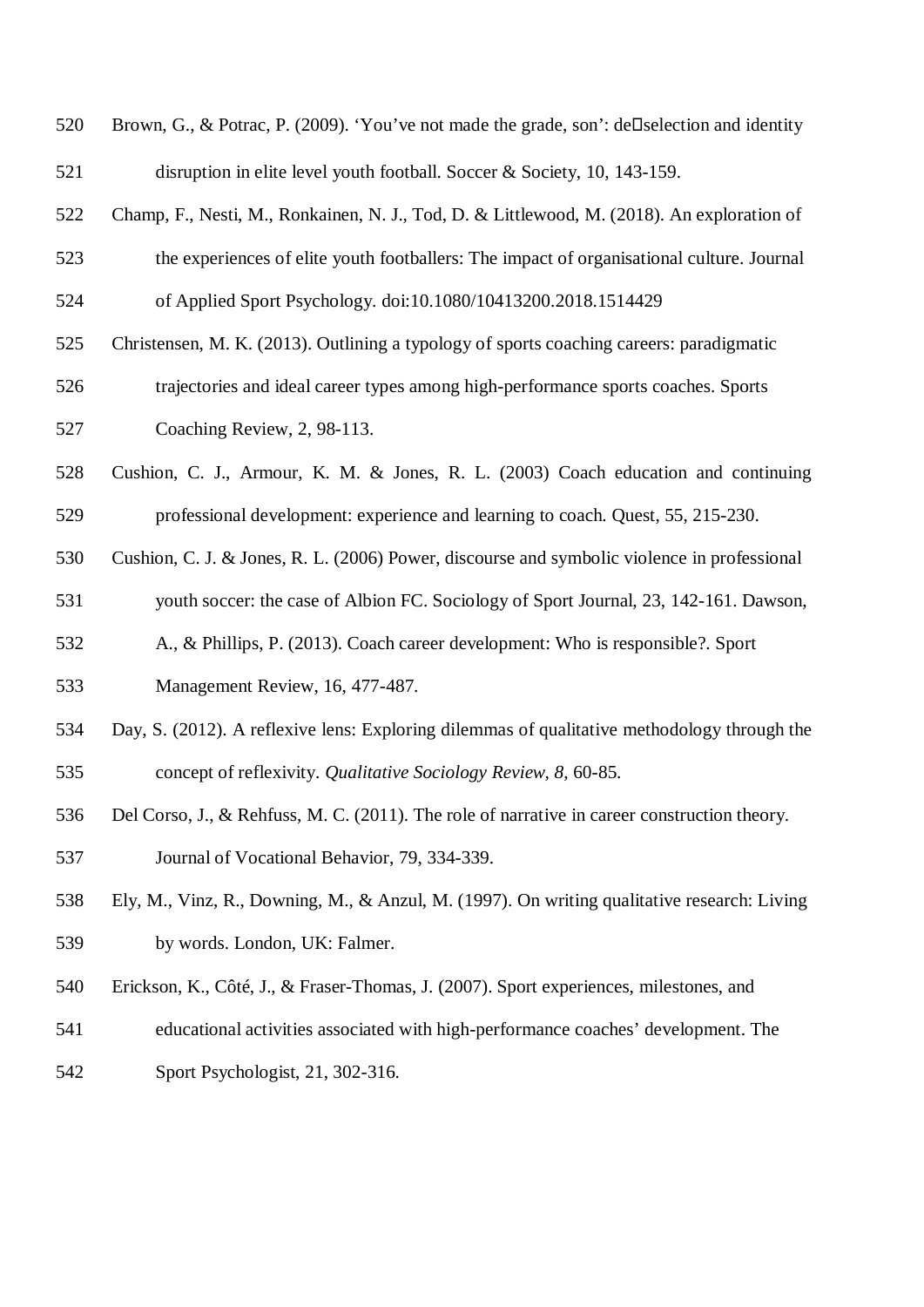Brown, G., & Potrac, P. (2009). 'You've not made the grade, son': de□selection and identity disruption in elite level youth football. Soccer & Society, 10, 143-159.

Champ, F., Nesti, M., Ronkainen, N. J., Tod, D. & Littlewood, M. (2018). An exploration of the experiences of elite youth footballers: The impact of organisational culture. Journal of Applied Sport Psychology. doi:10.1080/10413200.2018.1514429

Christensen, M. K. (2013). Outlining a typology of sports coaching careers: paradigmatic trajectories and ideal career types among high-performance sports coaches. Sports Coaching Review, 2, 98-113.

Cushion, C. J., Armour, K. M. & Jones, R. L. (2003) Coach education and continuing professional development: experience and learning to coach. Quest, 55, 215-230.

Cushion, C. J. & Jones, R. L. (2006) Power, discourse and symbolic violence in professional youth soccer: the case of Albion FC. Sociology of Sport Journal, 23, 142-161. Dawson, A., & Phillips, P. (2013). Coach career development: Who is responsible?. Sport Management Review, 16, 477-487.

Day, S. (2012). A reflexive lens: Exploring dilemmas of qualitative methodology through the concept of reflexivity. *Qualitative Sociology Review, 8,* 60-85.

Del Corso, J., & Rehfuss, M. C. (2011). The role of narrative in career construction theory. Journal of Vocational Behavior, 79, 334-339.

Ely, M., Vinz, R., Downing, M., & Anzul, M. (1997). On writing qualitative research: Living by words. London, UK: Falmer.

Erickson, K., Côté, J., & Fraser-Thomas, J. (2007). Sport experiences, milestones, and educational activities associated with high-performance coaches' development. The Sport Psychologist, 21, 302-316.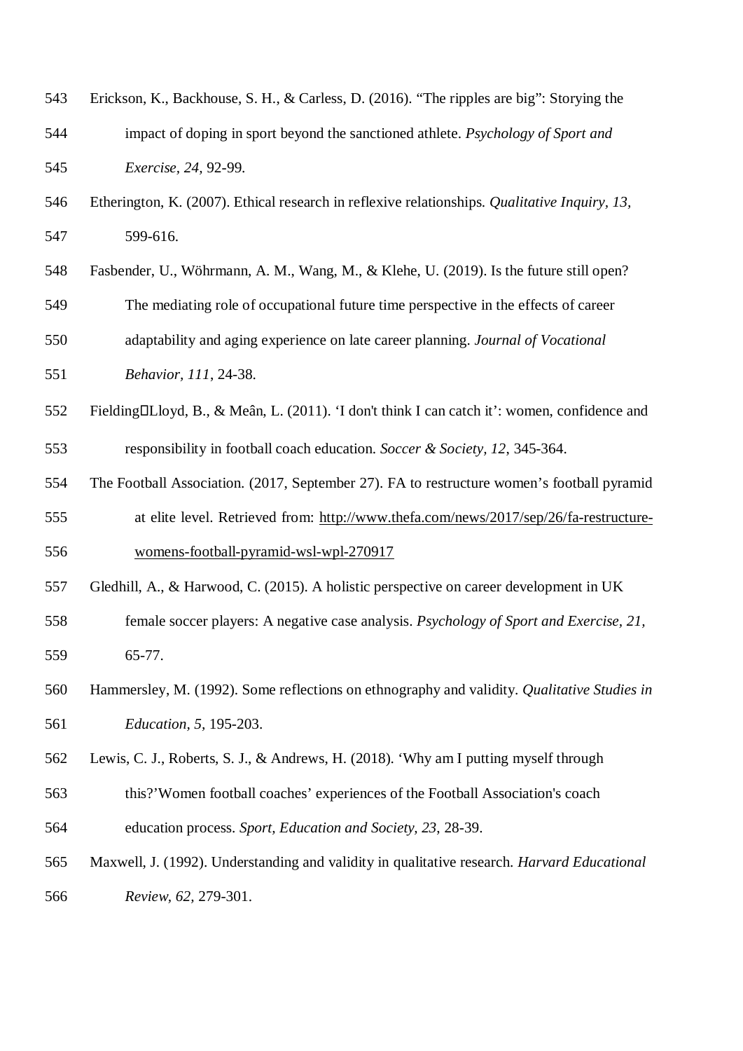Erickson, K., Backhouse, S. H., & Carless, D. (2016). "The ripples are big": Storying the impact of doping in sport beyond the sanctioned athlete. *Psychology of Sport and Exercise, 24,* 92-99.

Etherington, K. (2007). Ethical research in reflexive relationships. *Qualitative Inquiry, 13,* 599-616.

Fasbender, U., Wöhrmann, A. M., Wang, M., & Klehe, U. (2019). Is the future still open? The mediating role of occupational future time perspective in the effects of career adaptability and aging experience on late career planning. *Journal of Vocational Behavior, 111*, 24-38.

Fielding□Lloyd, B., & Meân, L. (2011). 'I don't think I can catch it': women, confidence and responsibility in football coach education. *Soccer & Society, 12*, 345-364.

The Football Association. (2017, September 27). FA to restructure women's football pyramid at elite level. Retrieved from: http://www.thefa.com/news/2017/sep/26/fa-restructure-womens-football-pyramid-wsl-wpl-270917

Gledhill, A., & Harwood, C. (2015). A holistic perspective on career development in UK female soccer players: A negative case analysis. *Psychology of Sport and Exercise, 21,* 65-77.

Hammersley, M. (1992). Some reflections on ethnography and validity. *Qualitative Studies in Education, 5*, 195-203.

Lewis, C. J., Roberts, S. J., & Andrews, H. (2018). 'Why am I putting myself through this?'Women football coaches' experiences of the Football Association's coach education process. *Sport, Education and Society, 23,* 28-39.

Maxwell, J. (1992). Understanding and validity in qualitative research. *Harvard Educational Review, 62*, 279-301.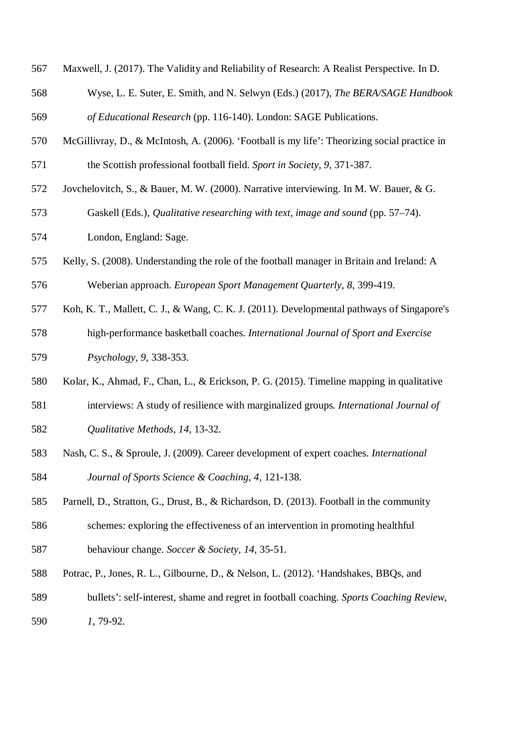Maxwell, J. (2017). The Validity and Reliability of Research: A Realist Perspective. In D. Wyse, L. E. Suter, E. Smith, and N. Selwyn (Eds.) (2017), *The BERA/SAGE Handbook of Educational Research* (pp. 116-140). London: SAGE Publications.

McGillivray, D., & McIntosh, A. (2006). 'Football is my life': Theorizing social practice in the Scottish professional football field. *Sport in Society, 9*, 371-387.

Jovchelovitch, S., & Bauer, M. W. (2000). Narrative interviewing. In M. W. Bauer, & G. Gaskell (Eds.), *Qualitative researching with text, image and sound* (pp. 57–74). London, England: Sage.

Kelly, S. (2008). Understanding the role of the football manager in Britain and Ireland: A Weberian approach. *European Sport Management Quarterly, 8*, 399-419.

Koh, K. T., Mallett, C. J., & Wang, C. K. J. (2011). Developmental pathways of Singapore's high-performance basketball coaches. *International Journal of Sport and Exercise Psychology, 9*, 338-353.

Kolar, K., Ahmad, F., Chan, L., & Erickson, P. G. (2015). Timeline mapping in qualitative interviews: A study of resilience with marginalized groups. *International Journal of Qualitative Methods, 14*, 13-32.

Nash, C. S., & Sproule, J. (2009). Career development of expert coaches. *International Journal of Sports Science & Coaching, 4*, 121-138.

Parnell, D., Stratton, G., Drust, B., & Richardson, D. (2013). Football in the community schemes: exploring the effectiveness of an intervention in promoting healthful behaviour change. *Soccer & Society, 14*, 35-51.

Potrac, P., Jones, R. L., Gilbourne, D., & Nelson, L. (2012). 'Handshakes, BBQs, and bullets': self-interest, shame and regret in football coaching. *Sports Coaching Review, 1*, 79-92.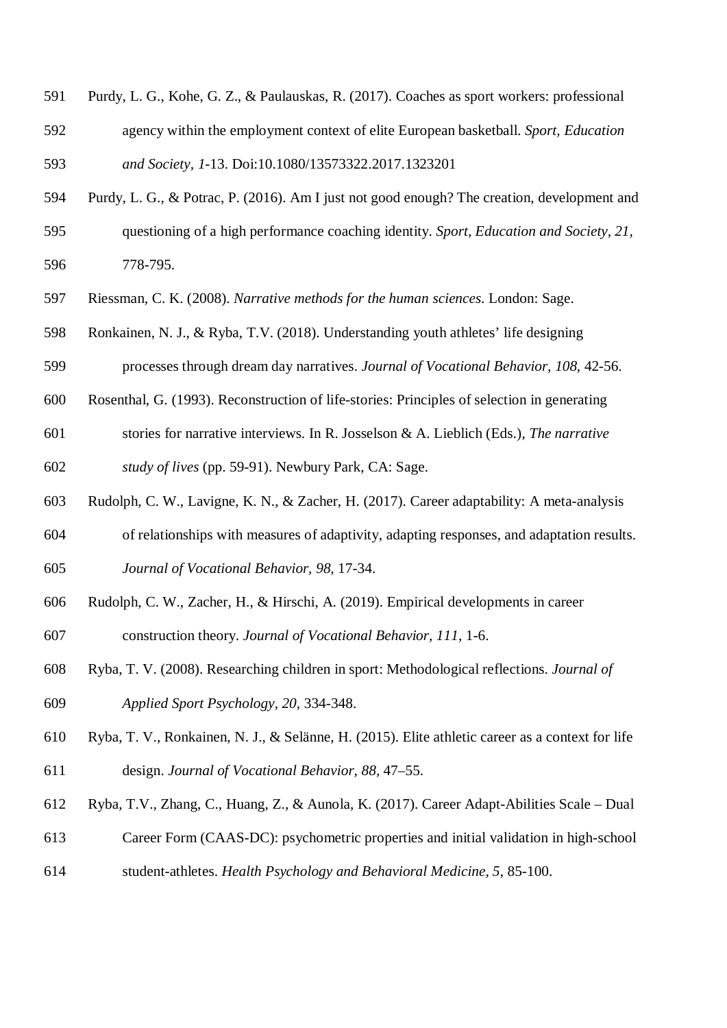Purdy, L. G., Kohe, G. Z., & Paulauskas, R. (2017). Coaches as sport workers: professional agency within the employment context of elite European basketball. *Sport, Education and Society, 1*-13. Doi:10.1080/13573322.2017.1323201

Purdy, L. G., & Potrac, P. (2016). Am I just not good enough? The creation, development and questioning of a high performance coaching identity. *Sport, Education and Society, 21,* 778-795.

Riessman, C. K. (2008). *Narrative methods for the human sciences*. London: Sage.

Ronkainen, N. J., & Ryba, T.V. (2018). Understanding youth athletes' life designing processes through dream day narratives. *Journal of Vocational Behavior, 108*, 42-56.

Rosenthal, G. (1993). Reconstruction of life-stories: Principles of selection in generating stories for narrative interviews. In R. Josselson & A. Lieblich (Eds.), *The narrative study of lives* (pp. 59-91). Newbury Park, CA: Sage.

Rudolph, C. W., Lavigne, K. N., & Zacher, H. (2017). Career adaptability: A meta-analysis of relationships with measures of adaptivity, adapting responses, and adaptation results. *Journal of Vocational Behavior, 98*, 17-34.

Rudolph, C. W., Zacher, H., & Hirschi, A. (2019). Empirical developments in career construction theory. *Journal of Vocational Behavior, 111*, 1-6.

Ryba, T. V. (2008). Researching children in sport: Methodological reflections. *Journal of Applied Sport Psychology, 20*, 334-348.

Ryba, T. V., Ronkainen, N. J., & Selänne, H. (2015). Elite athletic career as a context for life design. *Journal of Vocational Behavior, 88*, 47–55.

Ryba, T.V., Zhang, C., Huang, Z., & Aunola, K. (2017). Career Adapt-Abilities Scale – Dual Career Form (CAAS-DC): psychometric properties and initial validation in high-school student-athletes. *Health Psychology and Behavioral Medicine, 5*, 85-100.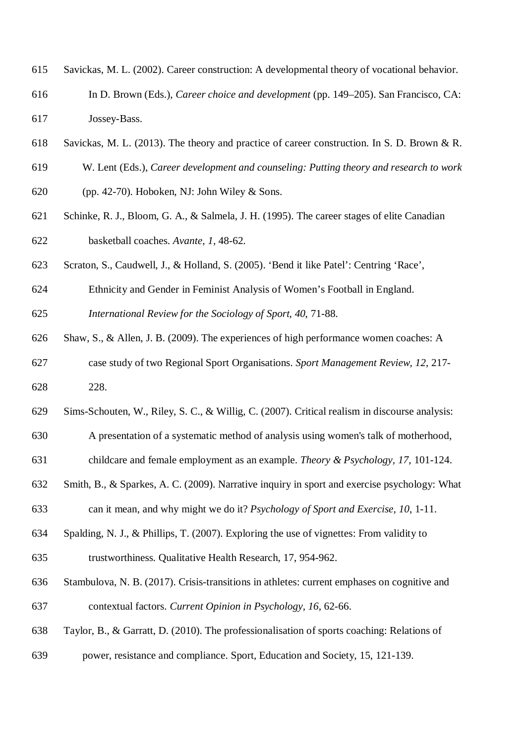Savickas, M. L. (2002). Career construction: A developmental theory of vocational behavior. In D. Brown (Eds.), *Career choice and development* (pp. 149–205). San Francisco, CA: Jossey-Bass.

Savickas, M. L. (2013). The theory and practice of career construction. In S. D. Brown & R. W. Lent (Eds.), *Career development and counseling: Putting theory and research to work* (pp. 42-70). Hoboken, NJ: John Wiley & Sons.

Schinke, R. J., Bloom, G. A., & Salmela, J. H. (1995). The career stages of elite Canadian basketball coaches. *Avante, 1*, 48-62.

Scraton, S., Caudwell, J., & Holland, S. (2005). 'Bend it like Patel': Centring 'Race', Ethnicity and Gender in Feminist Analysis of Women's Football in England. *International Review for the Sociology of Sport, 40*, 71-88.

Shaw, S., & Allen, J. B. (2009). The experiences of high performance women coaches: A case study of two Regional Sport Organisations. *Sport Management Review, 12*, 217-228.

Sims-Schouten, W., Riley, S. C., & Willig, C. (2007). Critical realism in discourse analysis: A presentation of a systematic method of analysis using women's talk of motherhood, childcare and female employment as an example. *Theory & Psychology, 17*, 101-124.

Smith, B., & Sparkes, A. C. (2009). Narrative inquiry in sport and exercise psychology: What can it mean, and why might we do it? *Psychology of Sport and Exercise, 10*, 1-11.

Spalding, N. J., & Phillips, T. (2007). Exploring the use of vignettes: From validity to trustworthiness. Qualitative Health Research, 17, 954-962.

Stambulova, N. B. (2017). Crisis-transitions in athletes: current emphases on cognitive and contextual factors. *Current Opinion in Psychology, 16*, 62-66.

Taylor, B., & Garratt, D. (2010). The professionalisation of sports coaching: Relations of power, resistance and compliance. Sport, Education and Society, 15, 121-139.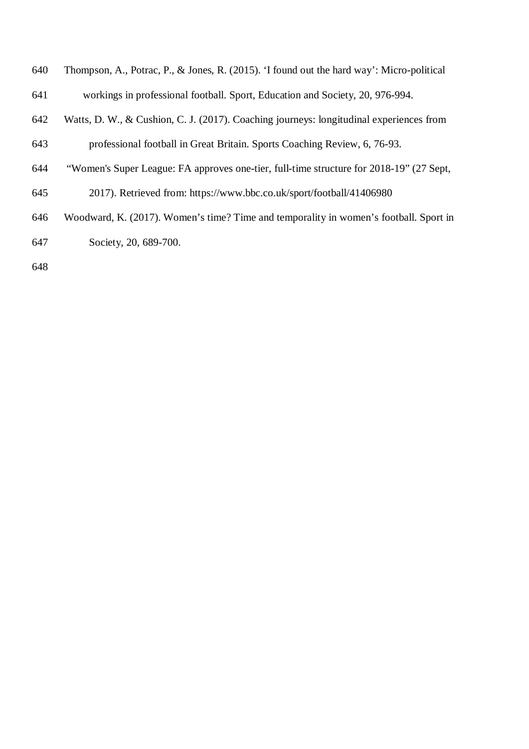Thompson, A., Potrac, P., & Jones, R. (2015). 'I found out the hard way': Micro-political workings in professional football. Sport, Education and Society, 20, 976-994.

Watts, D. W., & Cushion, C. J. (2017). Coaching journeys: longitudinal experiences from professional football in Great Britain. Sports Coaching Review, 6, 76-93.

"Women's Super League: FA approves one-tier, full-time structure for 2018-19" (27 Sept, 2017). Retrieved from: https://www.bbc.co.uk/sport/football/41406980

Woodward, K. (2017). Women's time? Time and temporality in women's football. Sport in Society, 20, 689-700.